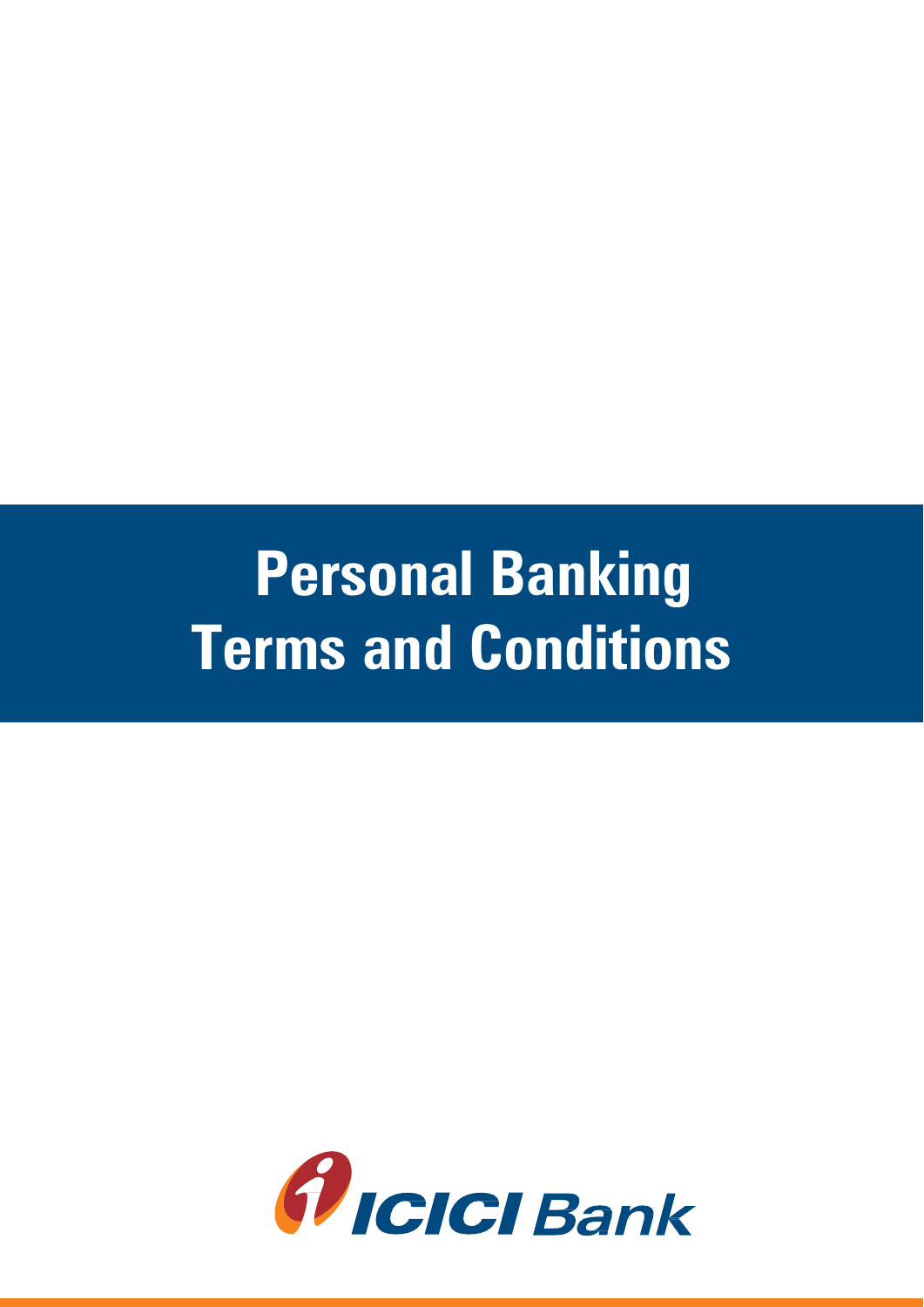# Personal Banking Terms and Conditions

ICICI Bank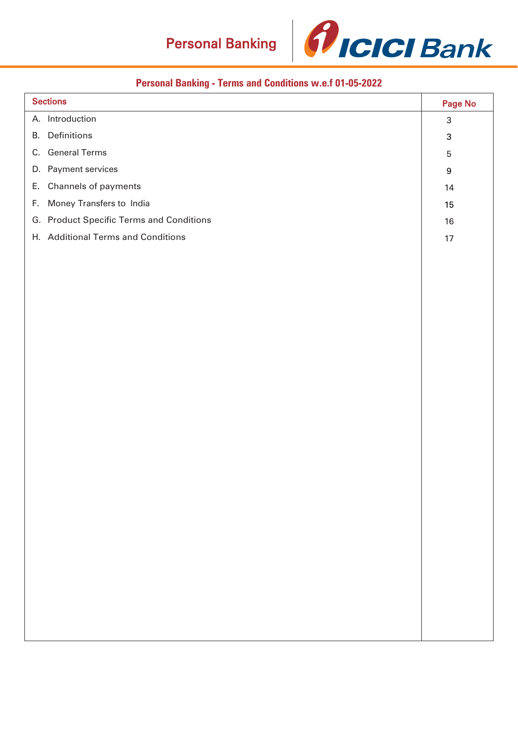Personal Banking

ICICI Bank

## Personal Banking - Terms and Conditions w.e.f 01-05-2022

| Sections | Page No |
| --- | --- |
| A. Introduction | 3 |
| B. Definitions | 3 |
| C. General Terms | 5 |
| D. Payment services | 9 |
| E. Channels of payments | 14 |
| F. Money Transfers to India | 15 |
| G. Product Specific Terms and Conditions | 16 |
| H. Additional Terms and Conditions | 17 |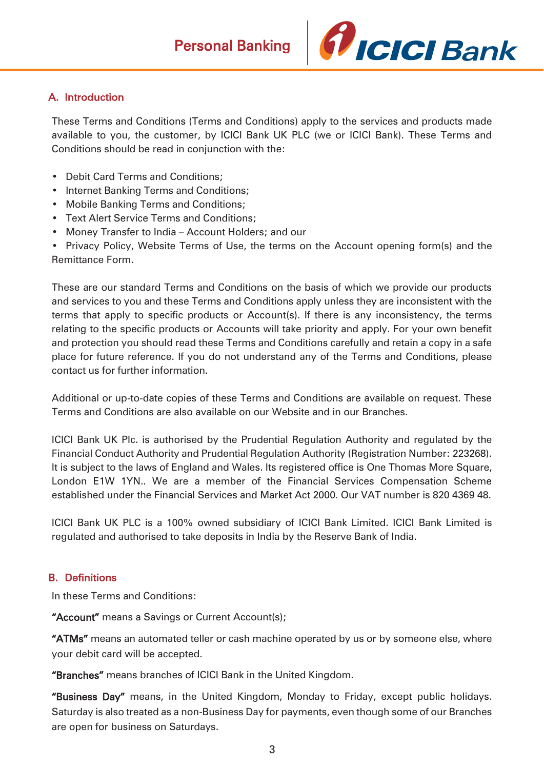## A. Introduction

These Terms and Conditions (Terms and Conditions) apply to the services and products made available to you, the customer, by ICICI Bank UK PLC (we or ICICI Bank). These Terms and Conditions should be read in conjunction with the:

- Debit Card Terms and Conditions;
- Internet Banking Terms and Conditions;
- Mobile Banking Terms and Conditions;
- Text Alert Service Terms and Conditions;
- Money Transfer to India – Account Holders; and our
- Privacy Policy, Website Terms of Use, the terms on the Account opening form(s) and the Remittance Form.

These are our standard Terms and Conditions on the basis of which we provide our products and services to you and these Terms and Conditions apply unless they are inconsistent with the terms that apply to specific products or Account(s). If there is any inconsistency, the terms relating to the specific products or Accounts will take priority and apply. For your own benefit and protection you should read these Terms and Conditions carefully and retain a copy in a safe place for future reference. If you do not understand any of the Terms and Conditions, please contact us for further information.

Additional or up-to-date copies of these Terms and Conditions are available on request. These Terms and Conditions are also available on our Website and in our Branches.

ICICI Bank UK Plc. is authorised by the Prudential Regulation Authority and regulated by the Financial Conduct Authority and Prudential Regulation Authority (Registration Number: 223268). It is subject to the laws of England and Wales. Its registered office is One Thomas More Square, London E1W 1YN.. We are a member of the Financial Services Compensation Scheme established under the Financial Services and Market Act 2000. Our VAT number is 820 4369 48.

ICICI Bank UK PLC is a 100% owned subsidiary of ICICI Bank Limited. ICICI Bank Limited is regulated and authorised to take deposits in India by the Reserve Bank of India.

## B. Definitions

In these Terms and Conditions:

**"Account"** means a Savings or Current Account(s);

**"ATMs"** means an automated teller or cash machine operated by us or by someone else, where your debit card will be accepted.

**"Branches"** means branches of ICICI Bank in the United Kingdom.

**"Business Day"** means, in the United Kingdom, Monday to Friday, except public holidays. Saturday is also treated as a non-Business Day for payments, even though some of our Branches are open for business on Saturdays.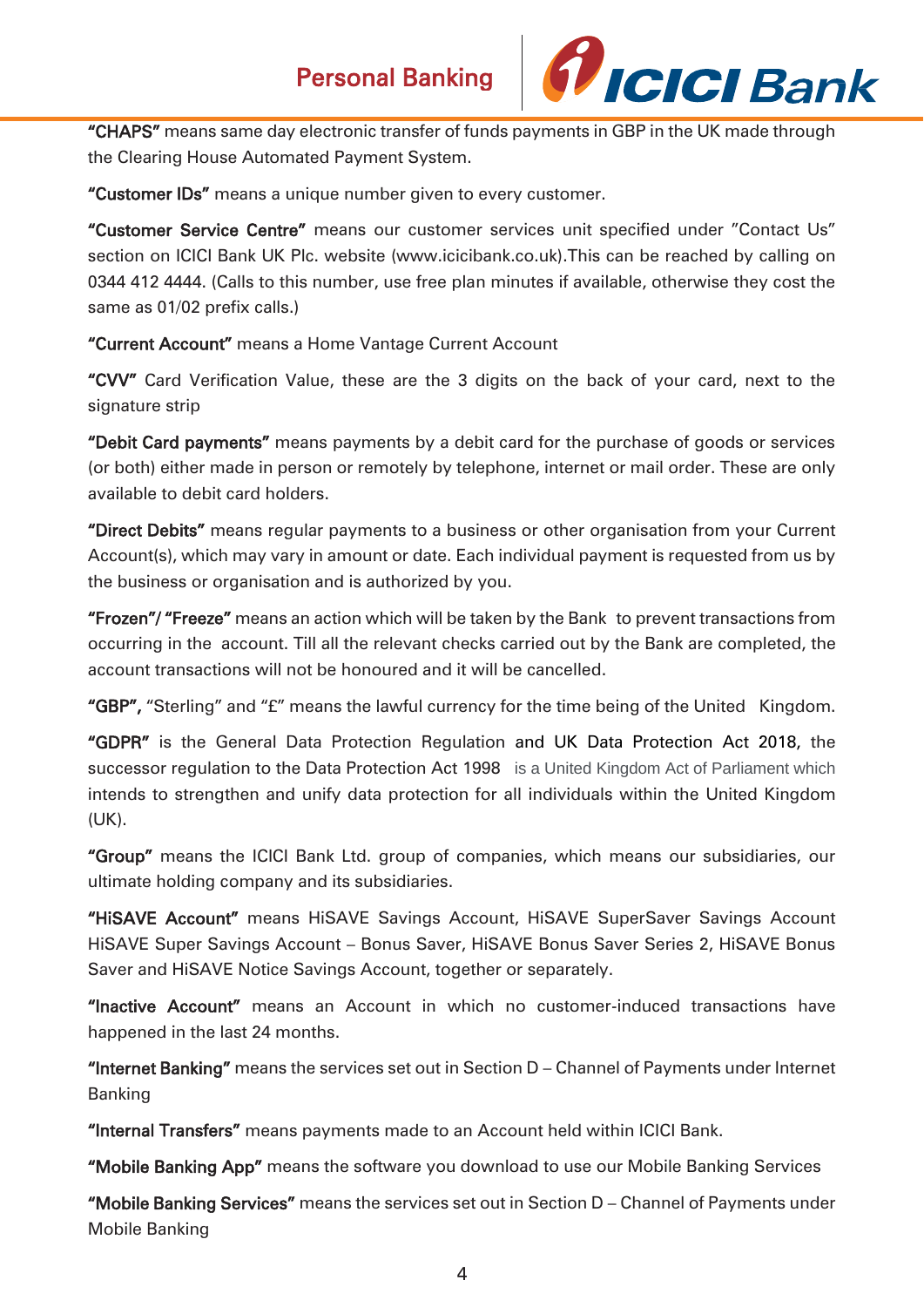**"CHAPS"** means same day electronic transfer of funds payments in GBP in the UK made through the Clearing House Automated Payment System.

**"Customer IDs"** means a unique number given to every customer.

**"Customer Service Centre"** means our customer services unit specified under "Contact Us" section on ICICI Bank UK Plc. website (www.icicibank.co.uk).This can be reached by calling on 0344 412 4444. (Calls to this number, use free plan minutes if available, otherwise they cost the same as 01/02 prefix calls.)

**"Current Account"** means a Home Vantage Current Account

**"CVV"** Card Verification Value, these are the 3 digits on the back of your card, next to the signature strip

**"Debit Card payments"** means payments by a debit card for the purchase of goods or services (or both) either made in person or remotely by telephone, internet or mail order. These are only available to debit card holders.

**"Direct Debits"** means regular payments to a business or other organisation from your Current Account(s), which may vary in amount or date. Each individual payment is requested from us by the business or organisation and is authorized by you.

**"Frozen"/ "Freeze"** means an action which will be taken by the Bank to prevent transactions from occurring in the account. Till all the relevant checks carried out by the Bank are completed, the account transactions will not be honoured and it will be cancelled.

**"GBP",** "Sterling" and "£" means the lawful currency for the time being of the United Kingdom.

**"GDPR"** is the General Data Protection Regulation and UK Data Protection Act 2018, the successor regulation to the Data Protection Act 1998 is a United Kingdom Act of Parliament which intends to strengthen and unify data protection for all individuals within the United Kingdom (UK).

**"Group"** means the ICICI Bank Ltd. group of companies, which means our subsidiaries, our ultimate holding company and its subsidiaries.

**"HiSAVE Account"** means HiSAVE Savings Account, HiSAVE SuperSaver Savings Account HiSAVE Super Savings Account – Bonus Saver, HiSAVE Bonus Saver Series 2, HiSAVE Bonus Saver and HiSAVE Notice Savings Account, together or separately.

**"Inactive Account"** means an Account in which no customer-induced transactions have happened in the last 24 months.

**"Internet Banking"** means the services set out in Section D – Channel of Payments under Internet Banking

**"Internal Transfers"** means payments made to an Account held within ICICI Bank.

**"Mobile Banking App"** means the software you download to use our Mobile Banking Services

**"Mobile Banking Services"** means the services set out in Section D – Channel of Payments under Mobile Banking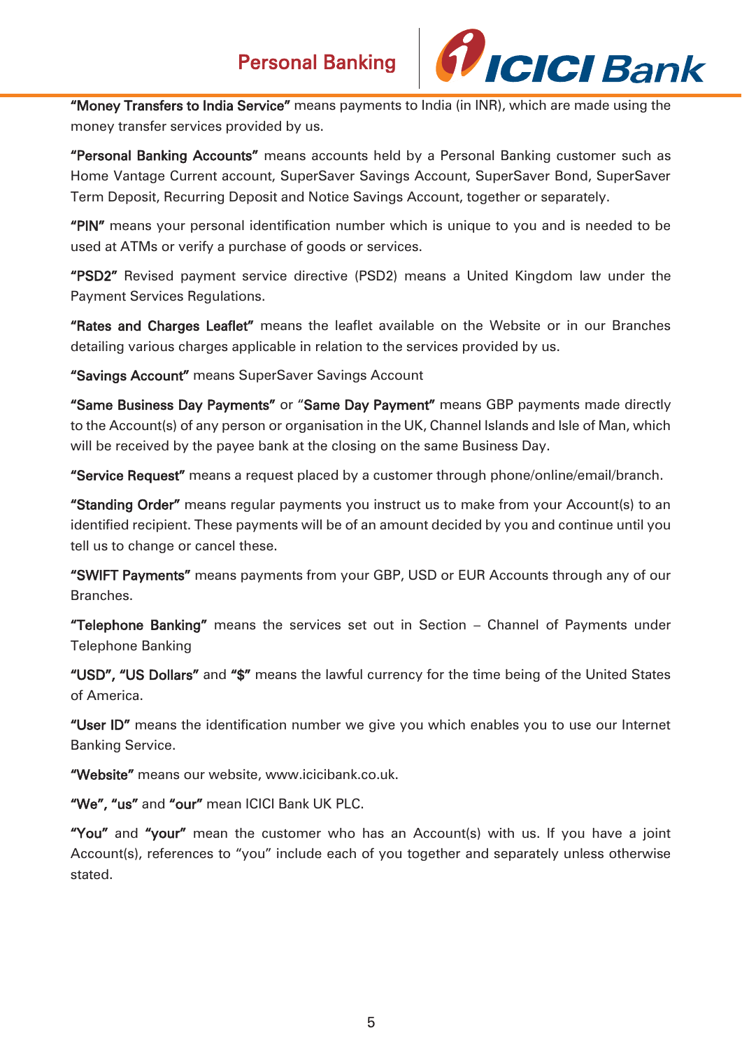**"Money Transfers to India Service"** means payments to India (in INR), which are made using the money transfer services provided by us.

**"Personal Banking Accounts"** means accounts held by a Personal Banking customer such as Home Vantage Current account, SuperSaver Savings Account, SuperSaver Bond, SuperSaver Term Deposit, Recurring Deposit and Notice Savings Account, together or separately.

**"PIN"** means your personal identification number which is unique to you and is needed to be used at ATMs or verify a purchase of goods or services.

**"PSD2"** Revised payment service directive (PSD2) means a United Kingdom law under the Payment Services Regulations.

**"Rates and Charges Leaflet"** means the leaflet available on the Website or in our Branches detailing various charges applicable in relation to the services provided by us.

**"Savings Account"** means SuperSaver Savings Account

**"Same Business Day Payments"** or "**Same Day Payment"** means GBP payments made directly to the Account(s) of any person or organisation in the UK, Channel Islands and Isle of Man, which will be received by the payee bank at the closing on the same Business Day.

**"Service Request"** means a request placed by a customer through phone/online/email/branch.

**"Standing Order"** means regular payments you instruct us to make from your Account(s) to an identified recipient. These payments will be of an amount decided by you and continue until you tell us to change or cancel these.

**"SWIFT Payments"** means payments from your GBP, USD or EUR Accounts through any of our Branches.

**"Telephone Banking"** means the services set out in Section – Channel of Payments under Telephone Banking

**"USD", "US Dollars"** and **"$"** means the lawful currency for the time being of the United States of America.

**"User ID"** means the identification number we give you which enables you to use our Internet Banking Service.

**"Website"** means our website, www.icicibank.co.uk.

**"We", "us"** and **"our"** mean ICICI Bank UK PLC.

**"You"** and **"your"** mean the customer who has an Account(s) with us. If you have a joint Account(s), references to "you" include each of you together and separately unless otherwise stated.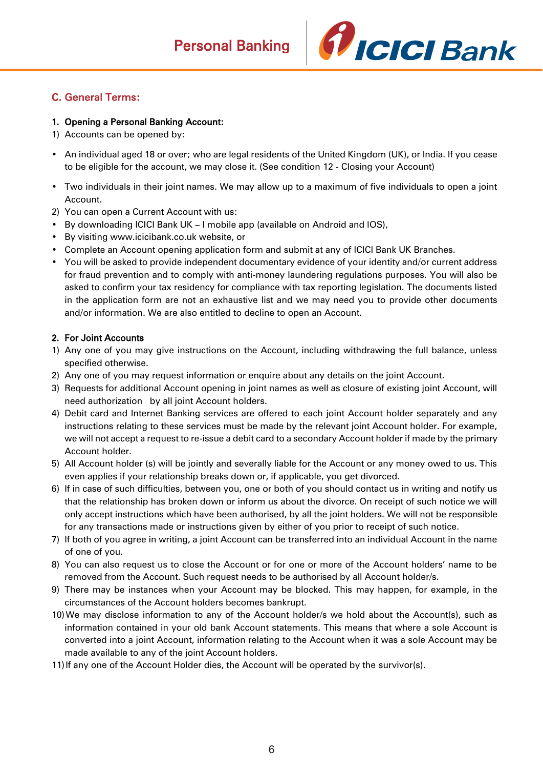## C. General Terms:

**1. Opening a Personal Banking Account:**

1) Accounts can be opened by:

- An individual aged 18 or over; who are legal residents of the United Kingdom (UK), or India. If you cease to be eligible for the account, we may close it. (See condition 12 - Closing your Account)
- Two individuals in their joint names. We may allow up to a maximum of five individuals to open a joint Account.

2) You can open a Current Account with us:

- By downloading ICICI Bank UK – I mobile app (available on Android and IOS),
- By visiting www.icicibank.co.uk website, or
- Complete an Account opening application form and submit at any of ICICI Bank UK Branches.
- You will be asked to provide independent documentary evidence of your identity and/or current address for fraud prevention and to comply with anti-money laundering regulations purposes. You will also be asked to confirm your tax residency for compliance with tax reporting legislation. The documents listed in the application form are not an exhaustive list and we may need you to provide other documents and/or information. We are also entitled to decline to open an Account.

**2. For Joint Accounts**

1) Any one of you may give instructions on the Account, including withdrawing the full balance, unless specified otherwise.
2) Any one of you may request information or enquire about any details on the joint Account.
3) Requests for additional Account opening in joint names as well as closure of existing joint Account, will need authorization by all joint Account holders.
4) Debit card and Internet Banking services are offered to each joint Account holder separately and any instructions relating to these services must be made by the relevant joint Account holder. For example, we will not accept a request to re-issue a debit card to a secondary Account holder if made by the primary Account holder.
5) All Account holder (s) will be jointly and severally liable for the Account or any money owed to us. This even applies if your relationship breaks down or, if applicable, you get divorced.
6) If in case of such difficulties, between you, one or both of you should contact us in writing and notify us that the relationship has broken down or inform us about the divorce. On receipt of such notice we will only accept instructions which have been authorised, by all the joint holders. We will not be responsible for any transactions made or instructions given by either of you prior to receipt of such notice.
7) If both of you agree in writing, a joint Account can be transferred into an individual Account in the name of one of you.
8) You can also request us to close the Account or for one or more of the Account holders' name to be removed from the Account. Such request needs to be authorised by all Account holder/s.
9) There may be instances when your Account may be blocked. This may happen, for example, in the circumstances of the Account holders becomes bankrupt.
10) We may disclose information to any of the Account holder/s we hold about the Account(s), such as information contained in your old bank Account statements. This means that where a sole Account is converted into a joint Account, information relating to the Account when it was a sole Account may be made available to any of the joint Account holders.
11) If any one of the Account Holder dies, the Account will be operated by the survivor(s).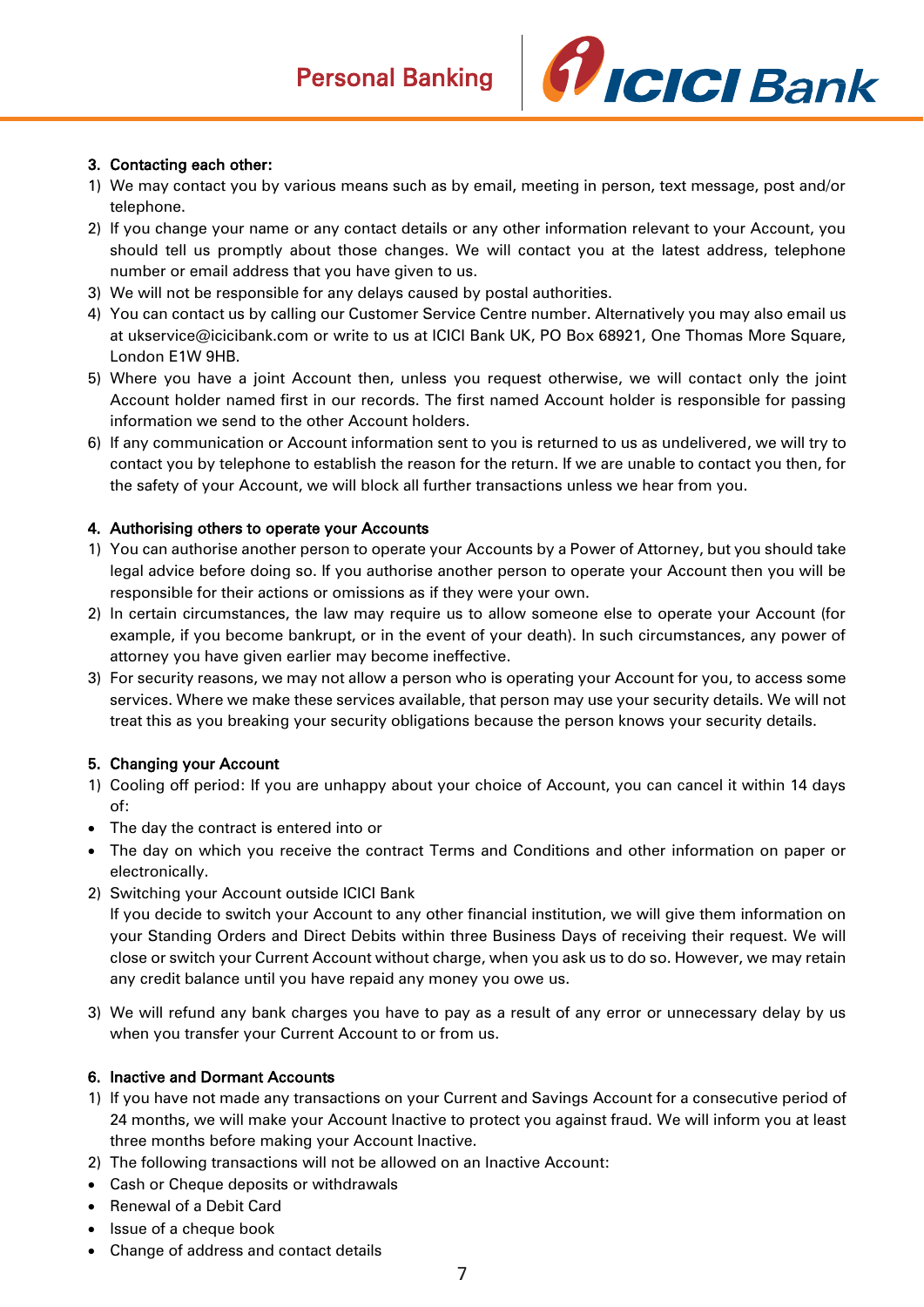### 3. Contacting each other:

1) We may contact you by various means such as by email, meeting in person, text message, post and/or telephone.
2) If you change your name or any contact details or any other information relevant to your Account, you should tell us promptly about those changes. We will contact you at the latest address, telephone number or email address that you have given to us.
3) We will not be responsible for any delays caused by postal authorities.
4) You can contact us by calling our Customer Service Centre number. Alternatively you may also email us at ukservice@icicibank.com or write to us at ICICI Bank UK, PO Box 68921, One Thomas More Square, London E1W 9HB.
5) Where you have a joint Account then, unless you request otherwise, we will contact only the joint Account holder named first in our records. The first named Account holder is responsible for passing information we send to the other Account holders.
6) If any communication or Account information sent to you is returned to us as undelivered, we will try to contact you by telephone to establish the reason for the return. If we are unable to contact you then, for the safety of your Account, we will block all further transactions unless we hear from you.

### 4. Authorising others to operate your Accounts

1) You can authorise another person to operate your Accounts by a Power of Attorney, but you should take legal advice before doing so. If you authorise another person to operate your Account then you will be responsible for their actions or omissions as if they were your own.
2) In certain circumstances, the law may require us to allow someone else to operate your Account (for example, if you become bankrupt, or in the event of your death). In such circumstances, any power of attorney you have given earlier may become ineffective.
3) For security reasons, we may not allow a person who is operating your Account for you, to access some services. Where we make these services available, that person may use your security details. We will not treat this as you breaking your security obligations because the person knows your security details.

### 5. Changing your Account

1) Cooling off period: If you are unhappy about your choice of Account, you can cancel it within 14 days of:

- The day the contract is entered into or
- The day on which you receive the contract Terms and Conditions and other information on paper or electronically.

2) Switching your Account outside ICICI Bank
   If you decide to switch your Account to any other financial institution, we will give them information on your Standing Orders and Direct Debits within three Business Days of receiving their request. We will close or switch your Current Account without charge, when you ask us to do so. However, we may retain any credit balance until you have repaid any money you owe us.

3) We will refund any bank charges you have to pay as a result of any error or unnecessary delay by us when you transfer your Current Account to or from us.

### 6. Inactive and Dormant Accounts

1) If you have not made any transactions on your Current and Savings Account for a consecutive period of 24 months, we will make your Account Inactive to protect you against fraud. We will inform you at least three months before making your Account Inactive.
2) The following transactions will not be allowed on an Inactive Account:

- Cash or Cheque deposits or withdrawals
- Renewal of a Debit Card
- Issue of a cheque book
- Change of address and contact details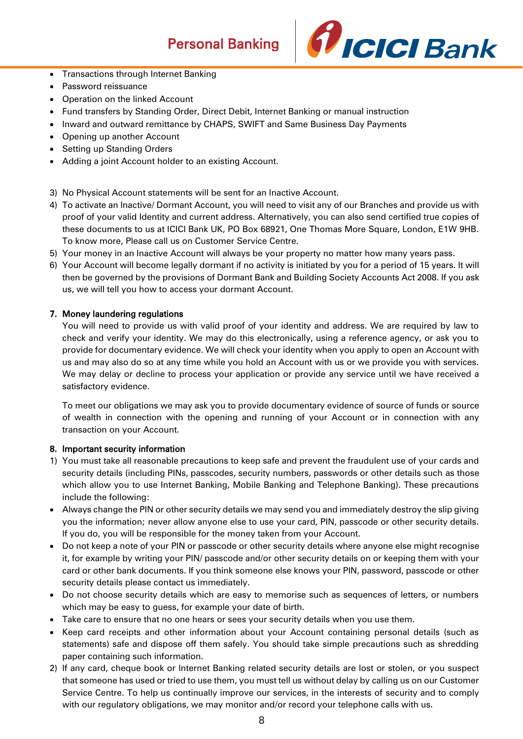- Transactions through Internet Banking
- Password reissuance
- Operation on the linked Account
- Fund transfers by Standing Order, Direct Debit, Internet Banking or manual instruction
- Inward and outward remittance by CHAPS, SWIFT and Same Business Day Payments
- Opening up another Account
- Setting up Standing Orders
- Adding a joint Account holder to an existing Account.

3) No Physical Account statements will be sent for an Inactive Account.
4) To activate an Inactive/ Dormant Account, you will need to visit any of our Branches and provide us with proof of your valid Identity and current address. Alternatively, you can also send certified true copies of these documents to us at ICICI Bank UK, PO Box 68921, One Thomas More Square, London, E1W 9HB. To know more, Please call us on Customer Service Centre.
5) Your money in an Inactive Account will always be your property no matter how many years pass.
6) Your Account will become legally dormant if no activity is initiated by you for a period of 15 years. It will then be governed by the provisions of Dormant Bank and Building Society Accounts Act 2008. If you ask us, we will tell you how to access your dormant Account.

### 7. Money laundering regulations

You will need to provide us with valid proof of your identity and address. We are required by law to check and verify your identity. We may do this electronically, using a reference agency, or ask you to provide for documentary evidence. We will check your identity when you apply to open an Account with us and may also do so at any time while you hold an Account with us or we provide you with services. We may delay or decline to process your application or provide any service until we have received a satisfactory evidence.

To meet our obligations we may ask you to provide documentary evidence of source of funds or source of wealth in connection with the opening and running of your Account or in connection with any transaction on your Account.

### 8. Important security information

1) You must take all reasonable precautions to keep safe and prevent the fraudulent use of your cards and security details (including PINs, passcodes, security numbers, passwords or other details such as those which allow you to use Internet Banking, Mobile Banking and Telephone Banking). These precautions include the following:

- Always change the PIN or other security details we may send you and immediately destroy the slip giving you the information; never allow anyone else to use your card, PIN, passcode or other security details. If you do, you will be responsible for the money taken from your Account.
- Do not keep a note of your PIN or passcode or other security details where anyone else might recognise it, for example by writing your PIN/ passcode and/or other security details on or keeping them with your card or other bank documents. If you think someone else knows your PIN, password, passcode or other security details please contact us immediately.
- Do not choose security details which are easy to memorise such as sequences of letters, or numbers which may be easy to guess, for example your date of birth.
- Take care to ensure that no one hears or sees your security details when you use them.
- Keep card receipts and other information about your Account containing personal details (such as statements) safe and dispose off them safely. You should take simple precautions such as shredding paper containing such information.

2) If any card, cheque book or Internet Banking related security details are lost or stolen, or you suspect that someone has used or tried to use them, you must tell us without delay by calling us on our Customer Service Centre. To help us continually improve our services, in the interests of security and to comply with our regulatory obligations, we may monitor and/or record your telephone calls with us.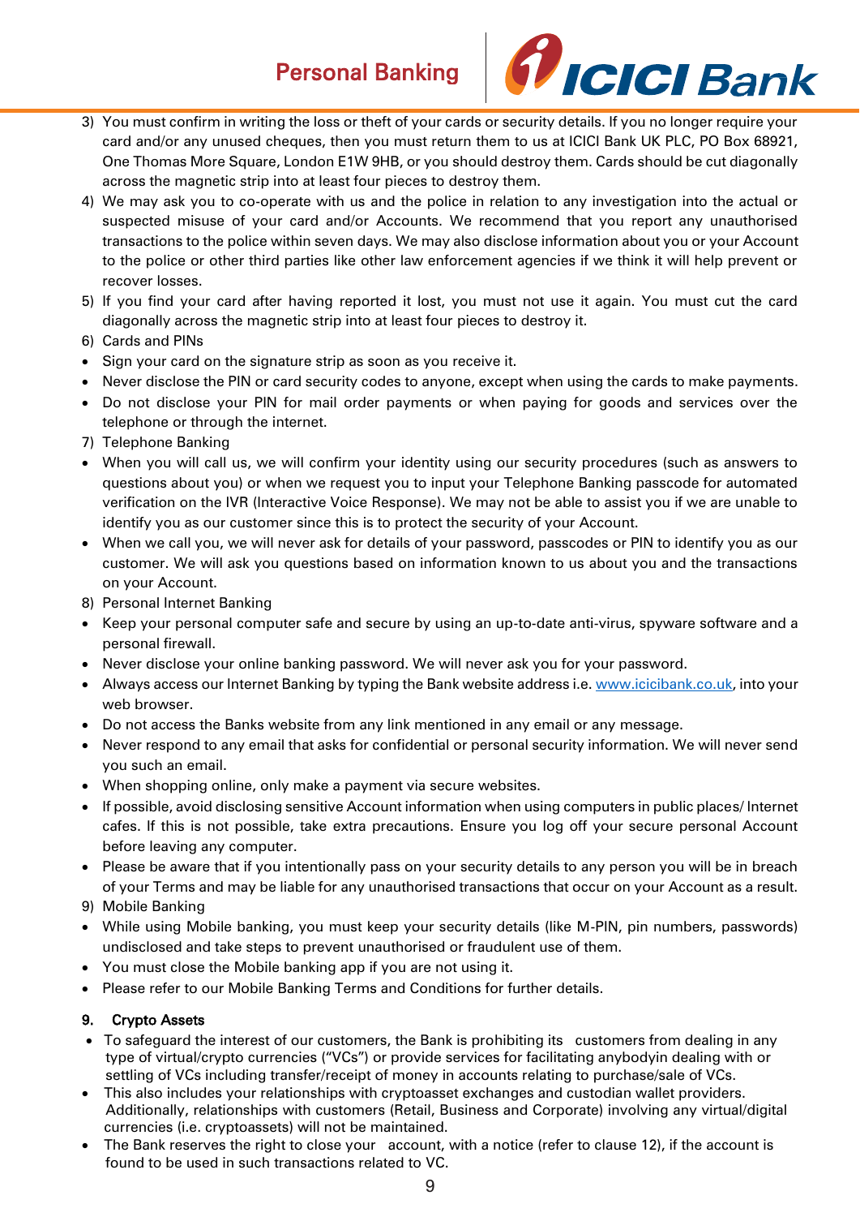3) You must confirm in writing the loss or theft of your cards or security details. If you no longer require your card and/or any unused cheques, then you must return them to us at ICICI Bank UK PLC, PO Box 68921, One Thomas More Square, London E1W 9HB, or you should destroy them. Cards should be cut diagonally across the magnetic strip into at least four pieces to destroy them.
4) We may ask you to co-operate with us and the police in relation to any investigation into the actual or suspected misuse of your card and/or Accounts. We recommend that you report any unauthorised transactions to the police within seven days. We may also disclose information about you or your Account to the police or other third parties like other law enforcement agencies if we think it will help prevent or recover losses.
5) If you find your card after having reported it lost, you must not use it again. You must cut the card diagonally across the magnetic strip into at least four pieces to destroy it.
6) Cards and PINs

- Sign your card on the signature strip as soon as you receive it.
- Never disclose the PIN or card security codes to anyone, except when using the cards to make payments.
- Do not disclose your PIN for mail order payments or when paying for goods and services over the telephone or through the internet.

7) Telephone Banking

- When you will call us, we will confirm your identity using our security procedures (such as answers to questions about you) or when we request you to input your Telephone Banking passcode for automated verification on the IVR (Interactive Voice Response). We may not be able to assist you if we are unable to identify you as our customer since this is to protect the security of your Account.
- When we call you, we will never ask for details of your password, passcodes or PIN to identify you as our customer. We will ask you questions based on information known to us about you and the transactions on your Account.

8) Personal Internet Banking

- Keep your personal computer safe and secure by using an up-to-date anti-virus, spyware software and a personal firewall.
- Never disclose your online banking password. We will never ask you for your password.
- Always access our Internet Banking by typing the Bank website address i.e. www.icicibank.co.uk, into your web browser.
- Do not access the Banks website from any link mentioned in any email or any message.
- Never respond to any email that asks for confidential or personal security information. We will never send you such an email.
- When shopping online, only make a payment via secure websites.
- If possible, avoid disclosing sensitive Account information when using computers in public places/ Internet cafes. If this is not possible, take extra precautions. Ensure you log off your secure personal Account before leaving any computer.
- Please be aware that if you intentionally pass on your security details to any person you will be in breach of your Terms and may be liable for any unauthorised transactions that occur on your Account as a result.

9) Mobile Banking

- While using Mobile banking, you must keep your security details (like M-PIN, pin numbers, passwords) undisclosed and take steps to prevent unauthorised or fraudulent use of them.
- You must close the Mobile banking app if you are not using it.
- Please refer to our Mobile Banking Terms and Conditions for further details.

**9. Crypto Assets**

- To safeguard the interest of our customers, the Bank is prohibiting its customers from dealing in any type of virtual/crypto currencies ("VCs") or provide services for facilitating anybodyin dealing with or settling of VCs including transfer/receipt of money in accounts relating to purchase/sale of VCs.
- This also includes your relationships with cryptoasset exchanges and custodian wallet providers. Additionally, relationships with customers (Retail, Business and Corporate) involving any virtual/digital currencies (i.e. cryptoassets) will not be maintained.
- The Bank reserves the right to close your account, with a notice (refer to clause 12), if the account is found to be used in such transactions related to VC.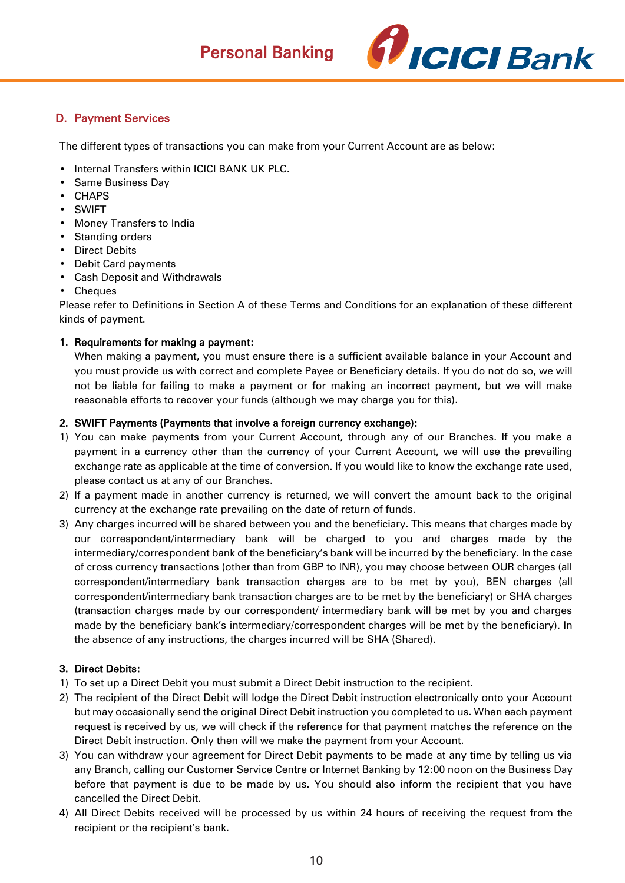## D. Payment Services

The different types of transactions you can make from your Current Account are as below:

- Internal Transfers within ICICI BANK UK PLC.
- Same Business Day
- CHAPS
- SWIFT
- Money Transfers to India
- Standing orders
- Direct Debits
- Debit Card payments
- Cash Deposit and Withdrawals
- Cheques

Please refer to Definitions in Section A of these Terms and Conditions for an explanation of these different kinds of payment.

### 1. Requirements for making a payment:

When making a payment, you must ensure there is a sufficient available balance in your Account and you must provide us with correct and complete Payee or Beneficiary details. If you do not do so, we will not be liable for failing to make a payment or for making an incorrect payment, but we will make reasonable efforts to recover your funds (although we may charge you for this).

### 2. SWIFT Payments (Payments that involve a foreign currency exchange):

1) You can make payments from your Current Account, through any of our Branches. If you make a payment in a currency other than the currency of your Current Account, we will use the prevailing exchange rate as applicable at the time of conversion. If you would like to know the exchange rate used, please contact us at any of our Branches.
2) If a payment made in another currency is returned, we will convert the amount back to the original currency at the exchange rate prevailing on the date of return of funds.
3) Any charges incurred will be shared between you and the beneficiary. This means that charges made by our correspondent/intermediary bank will be charged to you and charges made by the intermediary/correspondent bank of the beneficiary's bank will be incurred by the beneficiary. In the case of cross currency transactions (other than from GBP to INR), you may choose between OUR charges (all correspondent/intermediary bank transaction charges are to be met by you), BEN charges (all correspondent/intermediary bank transaction charges are to be met by the beneficiary) or SHA charges (transaction charges made by our correspondent/ intermediary bank will be met by you and charges made by the beneficiary bank's intermediary/correspondent charges will be met by the beneficiary). In the absence of any instructions, the charges incurred will be SHA (Shared).

### 3. Direct Debits:

1) To set up a Direct Debit you must submit a Direct Debit instruction to the recipient.
2) The recipient of the Direct Debit will lodge the Direct Debit instruction electronically onto your Account but may occasionally send the original Direct Debit instruction you completed to us. When each payment request is received by us, we will check if the reference for that payment matches the reference on the Direct Debit instruction. Only then will we make the payment from your Account.
3) You can withdraw your agreement for Direct Debit payments to be made at any time by telling us via any Branch, calling our Customer Service Centre or Internet Banking by 12:00 noon on the Business Day before that payment is due to be made by us. You should also inform the recipient that you have cancelled the Direct Debit.
4) All Direct Debits received will be processed by us within 24 hours of receiving the request from the recipient or the recipient's bank.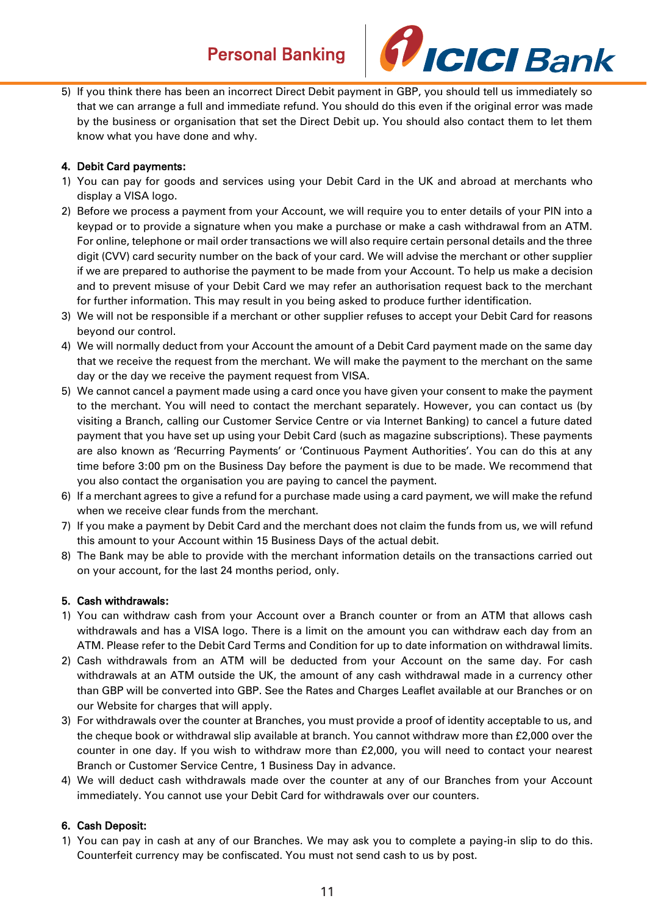5) If you think there has been an incorrect Direct Debit payment in GBP, you should tell us immediately so that we can arrange a full and immediate refund. You should do this even if the original error was made by the business or organisation that set the Direct Debit up. You should also contact them to let them know what you have done and why.

**4. Debit Card payments:**

1) You can pay for goods and services using your Debit Card in the UK and abroad at merchants who display a VISA logo.
2) Before we process a payment from your Account, we will require you to enter details of your PIN into a keypad or to provide a signature when you make a purchase or make a cash withdrawal from an ATM. For online, telephone or mail order transactions we will also require certain personal details and the three digit (CVV) card security number on the back of your card. We will advise the merchant or other supplier if we are prepared to authorise the payment to be made from your Account. To help us make a decision and to prevent misuse of your Debit Card we may refer an authorisation request back to the merchant for further information. This may result in you being asked to produce further identification.
3) We will not be responsible if a merchant or other supplier refuses to accept your Debit Card for reasons beyond our control.
4) We will normally deduct from your Account the amount of a Debit Card payment made on the same day that we receive the request from the merchant. We will make the payment to the merchant on the same day or the day we receive the payment request from VISA.
5) We cannot cancel a payment made using a card once you have given your consent to make the payment to the merchant. You will need to contact the merchant separately. However, you can contact us (by visiting a Branch, calling our Customer Service Centre or via Internet Banking) to cancel a future dated payment that you have set up using your Debit Card (such as magazine subscriptions). These payments are also known as 'Recurring Payments' or 'Continuous Payment Authorities'. You can do this at any time before 3:00 pm on the Business Day before the payment is due to be made. We recommend that you also contact the organisation you are paying to cancel the payment.
6) If a merchant agrees to give a refund for a purchase made using a card payment, we will make the refund when we receive clear funds from the merchant.
7) If you make a payment by Debit Card and the merchant does not claim the funds from us, we will refund this amount to your Account within 15 Business Days of the actual debit.
8) The Bank may be able to provide with the merchant information details on the transactions carried out on your account, for the last 24 months period, only.

**5. Cash withdrawals:**

1) You can withdraw cash from your Account over a Branch counter or from an ATM that allows cash withdrawals and has a VISA logo. There is a limit on the amount you can withdraw each day from an ATM. Please refer to the Debit Card Terms and Condition for up to date information on withdrawal limits.
2) Cash withdrawals from an ATM will be deducted from your Account on the same day. For cash withdrawals at an ATM outside the UK, the amount of any cash withdrawal made in a currency other than GBP will be converted into GBP. See the Rates and Charges Leaflet available at our Branches or on our Website for charges that will apply.
3) For withdrawals over the counter at Branches, you must provide a proof of identity acceptable to us, and the cheque book or withdrawal slip available at branch. You cannot withdraw more than £2,000 over the counter in one day. If you wish to withdraw more than £2,000, you will need to contact your nearest Branch or Customer Service Centre, 1 Business Day in advance.
4) We will deduct cash withdrawals made over the counter at any of our Branches from your Account immediately. You cannot use your Debit Card for withdrawals over our counters.

**6. Cash Deposit:**

1) You can pay in cash at any of our Branches. We may ask you to complete a paying-in slip to do this. Counterfeit currency may be confiscated. You must not send cash to us by post.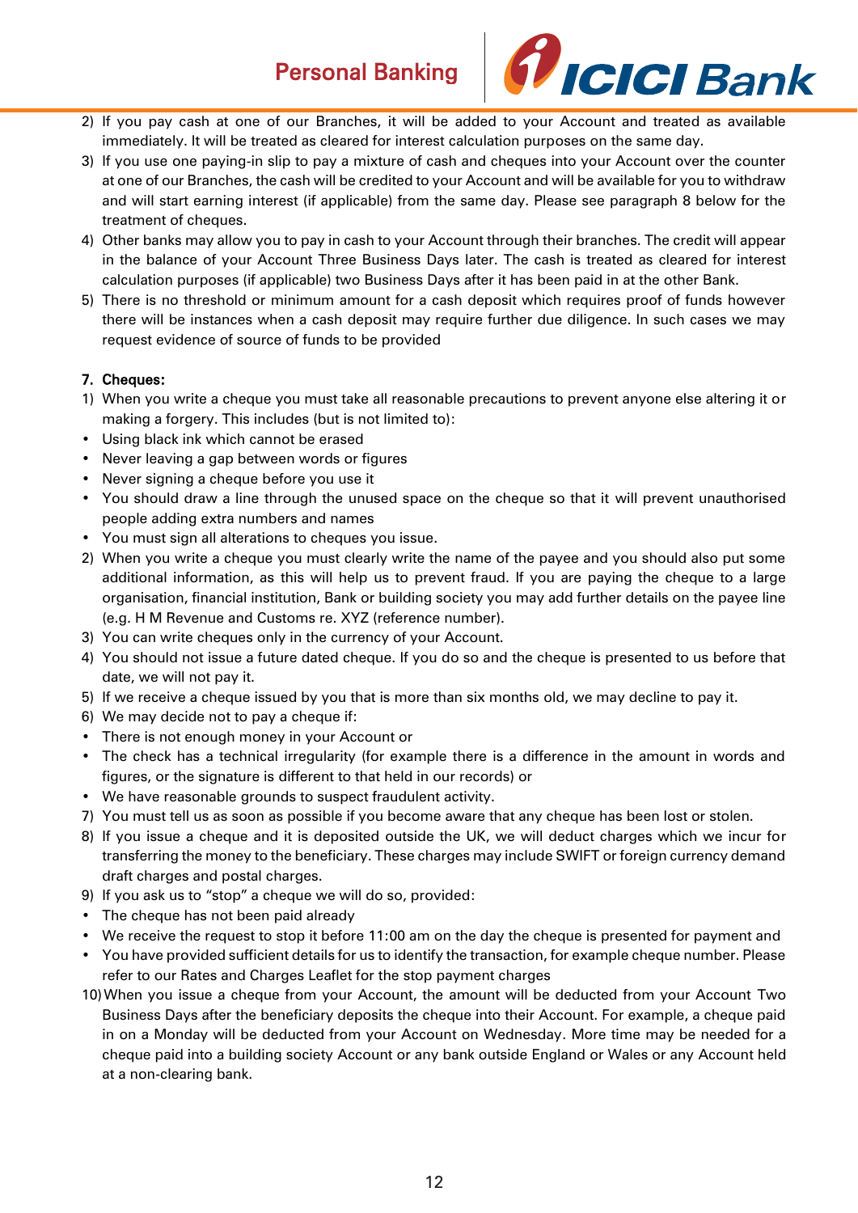2) If you pay cash at one of our Branches, it will be added to your Account and treated as available immediately. It will be treated as cleared for interest calculation purposes on the same day.
3) If you use one paying-in slip to pay a mixture of cash and cheques into your Account over the counter at one of our Branches, the cash will be credited to your Account and will be available for you to withdraw and will start earning interest (if applicable) from the same day. Please see paragraph 8 below for the treatment of cheques.
4) Other banks may allow you to pay in cash to your Account through their branches. The credit will appear in the balance of your Account Three Business Days later. The cash is treated as cleared for interest calculation purposes (if applicable) two Business Days after it has been paid in at the other Bank.
5) There is no threshold or minimum amount for a cash deposit which requires proof of funds however there will be instances when a cash deposit may require further due diligence. In such cases we may request evidence of source of funds to be provided

**7. Cheques:**

1) When you write a cheque you must take all reasonable precautions to prevent anyone else altering it or making a forgery. This includes (but is not limited to):
   - Using black ink which cannot be erased
   - Never leaving a gap between words or figures
   - Never signing a cheque before you use it
   - You should draw a line through the unused space on the cheque so that it will prevent unauthorised people adding extra numbers and names
   - You must sign all alterations to cheques you issue.
2) When you write a cheque you must clearly write the name of the payee and you should also put some additional information, as this will help us to prevent fraud. If you are paying the cheque to a large organisation, financial institution, Bank or building society you may add further details on the payee line (e.g. H M Revenue and Customs re. XYZ (reference number).
3) You can write cheques only in the currency of your Account.
4) You should not issue a future dated cheque. If you do so and the cheque is presented to us before that date, we will not pay it.
5) If we receive a cheque issued by you that is more than six months old, we may decline to pay it.
6) We may decide not to pay a cheque if:
   - There is not enough money in your Account or
   - The check has a technical irregularity (for example there is a difference in the amount in words and figures, or the signature is different to that held in our records) or
   - We have reasonable grounds to suspect fraudulent activity.
7) You must tell us as soon as possible if you become aware that any cheque has been lost or stolen.
8) If you issue a cheque and it is deposited outside the UK, we will deduct charges which we incur for transferring the money to the beneficiary. These charges may include SWIFT or foreign currency demand draft charges and postal charges.
9) If you ask us to "stop" a cheque we will do so, provided:
   - The cheque has not been paid already
   - We receive the request to stop it before 11:00 am on the day the cheque is presented for payment and
   - You have provided sufficient details for us to identify the transaction, for example cheque number. Please refer to our Rates and Charges Leaflet for the stop payment charges
10) When you issue a cheque from your Account, the amount will be deducted from your Account Two Business Days after the beneficiary deposits the cheque into their Account. For example, a cheque paid in on a Monday will be deducted from your Account on Wednesday. More time may be needed for a cheque paid into a building society Account or any bank outside England or Wales or any Account held at a non-clearing bank.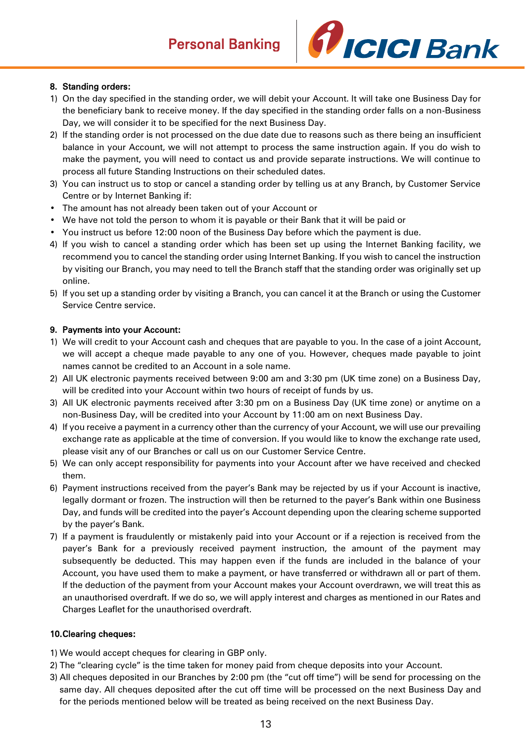#### 8. Standing orders:

1) On the day specified in the standing order, we will debit your Account. It will take one Business Day for the beneficiary bank to receive money. If the day specified in the standing order falls on a non-Business Day, we will consider it to be specified for the next Business Day.
2) If the standing order is not processed on the due date due to reasons such as there being an insufficient balance in your Account, we will not attempt to process the same instruction again. If you do wish to make the payment, you will need to contact us and provide separate instructions. We will continue to process all future Standing Instructions on their scheduled dates.
3) You can instruct us to stop or cancel a standing order by telling us at any Branch, by Customer Service Centre or by Internet Banking if:

- The amount has not already been taken out of your Account or
- We have not told the person to whom it is payable or their Bank that it will be paid or
- You instruct us before 12:00 noon of the Business Day before which the payment is due.

4) If you wish to cancel a standing order which has been set up using the Internet Banking facility, we recommend you to cancel the standing order using Internet Banking. If you wish to cancel the instruction by visiting our Branch, you may need to tell the Branch staff that the standing order was originally set up online.
5) If you set up a standing order by visiting a Branch, you can cancel it at the Branch or using the Customer Service Centre service.

#### 9. Payments into your Account:

1) We will credit to your Account cash and cheques that are payable to you. In the case of a joint Account, we will accept a cheque made payable to any one of you. However, cheques made payable to joint names cannot be credited to an Account in a sole name.
2) All UK electronic payments received between 9:00 am and 3:30 pm (UK time zone) on a Business Day, will be credited into your Account within two hours of receipt of funds by us.
3) All UK electronic payments received after 3:30 pm on a Business Day (UK time zone) or anytime on a non-Business Day, will be credited into your Account by 11:00 am on next Business Day.
4) If you receive a payment in a currency other than the currency of your Account, we will use our prevailing exchange rate as applicable at the time of conversion. If you would like to know the exchange rate used, please visit any of our Branches or call us on our Customer Service Centre.
5) We can only accept responsibility for payments into your Account after we have received and checked them.
6) Payment instructions received from the payer's Bank may be rejected by us if your Account is inactive, legally dormant or frozen. The instruction will then be returned to the payer's Bank within one Business Day, and funds will be credited into the payer's Account depending upon the clearing scheme supported by the payer's Bank.
7) If a payment is fraudulently or mistakenly paid into your Account or if a rejection is received from the payer's Bank for a previously received payment instruction, the amount of the payment may subsequently be deducted. This may happen even if the funds are included in the balance of your Account, you have used them to make a payment, or have transferred or withdrawn all or part of them. If the deduction of the payment from your Account makes your Account overdrawn, we will treat this as an unauthorised overdraft. If we do so, we will apply interest and charges as mentioned in our Rates and Charges Leaflet for the unauthorised overdraft.

#### 10. Clearing cheques:

1) We would accept cheques for clearing in GBP only.
2) The "clearing cycle" is the time taken for money paid from cheque deposits into your Account.
3) All cheques deposited in our Branches by 2:00 pm (the "cut off time") will be send for processing on the same day. All cheques deposited after the cut off time will be processed on the next Business Day and for the periods mentioned below will be treated as being received on the next Business Day.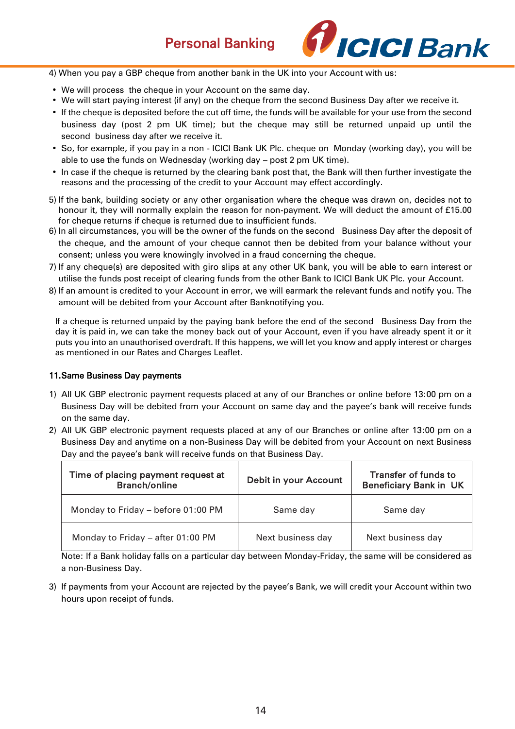4) When you pay a GBP cheque from another bank in the UK into your Account with us:

- We will process the cheque in your Account on the same day.
- We will start paying interest (if any) on the cheque from the second Business Day after we receive it.
- If the cheque is deposited before the cut off time, the funds will be available for your use from the second business day (post 2 pm UK time); but the cheque may still be returned unpaid up until the second business day after we receive it.
- So, for example, if you pay in a non - ICICI Bank UK Plc. cheque on Monday (working day), you will be able to use the funds on Wednesday (working day – post 2 pm UK time).
- In case if the cheque is returned by the clearing bank post that, the Bank will then further investigate the reasons and the processing of the credit to your Account may effect accordingly.

5) If the bank, building society or any other organisation where the cheque was drawn on, decides not to honour it, they will normally explain the reason for non-payment. We will deduct the amount of £15.00 for cheque returns if cheque is returned due to insufficient funds.

6) In all circumstances, you will be the owner of the funds on the second Business Day after the deposit of the cheque, and the amount of your cheque cannot then be debited from your balance without your consent; unless you were knowingly involved in a fraud concerning the cheque.

7) If any cheque(s) are deposited with giro slips at any other UK bank, you will be able to earn interest or utilise the funds post receipt of clearing funds from the other Bank to ICICI Bank UK Plc. your Account.

8) If an amount is credited to your Account in error, we will earmark the relevant funds and notify you. The amount will be debited from your Account after Banknotifying you.

If a cheque is returned unpaid by the paying bank before the end of the second Business Day from the day it is paid in, we can take the money back out of your Account, even if you have already spent it or it puts you into an unauthorised overdraft. If this happens, we will let you know and apply interest or charges as mentioned in our Rates and Charges Leaflet.

**11.Same Business Day payments**

1) All UK GBP electronic payment requests placed at any of our Branches or online before 13:00 pm on a Business Day will be debited from your Account on same day and the payee's bank will receive funds on the same day.

2) All UK GBP electronic payment requests placed at any of our Branches or online after 13:00 pm on a Business Day and anytime on a non-Business Day will be debited from your Account on next Business Day and the payee's bank will receive funds on that Business Day.

| Time of placing payment request at Branch/online | Debit in your Account | Transfer of funds to Beneficiary Bank in UK |
|---|---|---|
| Monday to Friday – before 01:00 PM | Same day | Same day |
| Monday to Friday – after 01:00 PM | Next business day | Next business day |

Note: If a Bank holiday falls on a particular day between Monday-Friday, the same will be considered as a non-Business Day.

3) If payments from your Account are rejected by the payee's Bank, we will credit your Account within two hours upon receipt of funds.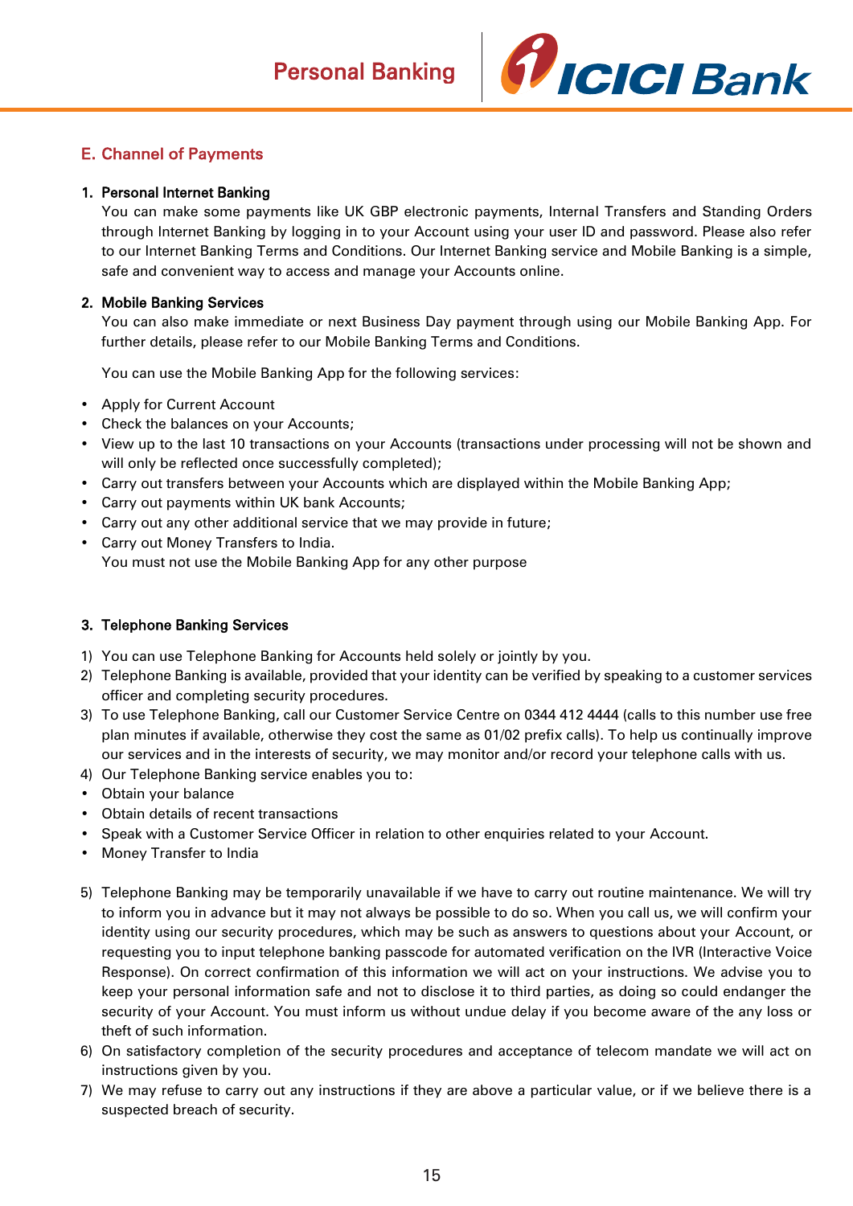## E. Channel of Payments

### 1. Personal Internet Banking

You can make some payments like UK GBP electronic payments, Internal Transfers and Standing Orders through Internet Banking by logging in to your Account using your user ID and password. Please also refer to our Internet Banking Terms and Conditions. Our Internet Banking service and Mobile Banking is a simple, safe and convenient way to access and manage your Accounts online.

### 2. Mobile Banking Services

You can also make immediate or next Business Day payment through using our Mobile Banking App. For further details, please refer to our Mobile Banking Terms and Conditions.

You can use the Mobile Banking App for the following services:

- Apply for Current Account
- Check the balances on your Accounts;
- View up to the last 10 transactions on your Accounts (transactions under processing will not be shown and will only be reflected once successfully completed);
- Carry out transfers between your Accounts which are displayed within the Mobile Banking App;
- Carry out payments within UK bank Accounts;
- Carry out any other additional service that we may provide in future;
- Carry out Money Transfers to India.
  You must not use the Mobile Banking App for any other purpose

### 3. Telephone Banking Services

1) You can use Telephone Banking for Accounts held solely or jointly by you.
2) Telephone Banking is available, provided that your identity can be verified by speaking to a customer services officer and completing security procedures.
3) To use Telephone Banking, call our Customer Service Centre on 0344 412 4444 (calls to this number use free plan minutes if available, otherwise they cost the same as 01/02 prefix calls). To help us continually improve our services and in the interests of security, we may monitor and/or record your telephone calls with us.
4) Our Telephone Banking service enables you to:
   - Obtain your balance
   - Obtain details of recent transactions
   - Speak with a Customer Service Officer in relation to other enquiries related to your Account.
   - Money Transfer to India
5) Telephone Banking may be temporarily unavailable if we have to carry out routine maintenance. We will try to inform you in advance but it may not always be possible to do so. When you call us, we will confirm your identity using our security procedures, which may be such as answers to questions about your Account, or requesting you to input telephone banking passcode for automated verification on the IVR (Interactive Voice Response). On correct confirmation of this information we will act on your instructions. We advise you to keep your personal information safe and not to disclose it to third parties, as doing so could endanger the security of your Account. You must inform us without undue delay if you become aware of the any loss or theft of such information.
6) On satisfactory completion of the security procedures and acceptance of telecom mandate we will act on instructions given by you.
7) We may refuse to carry out any instructions if they are above a particular value, or if we believe there is a suspected breach of security.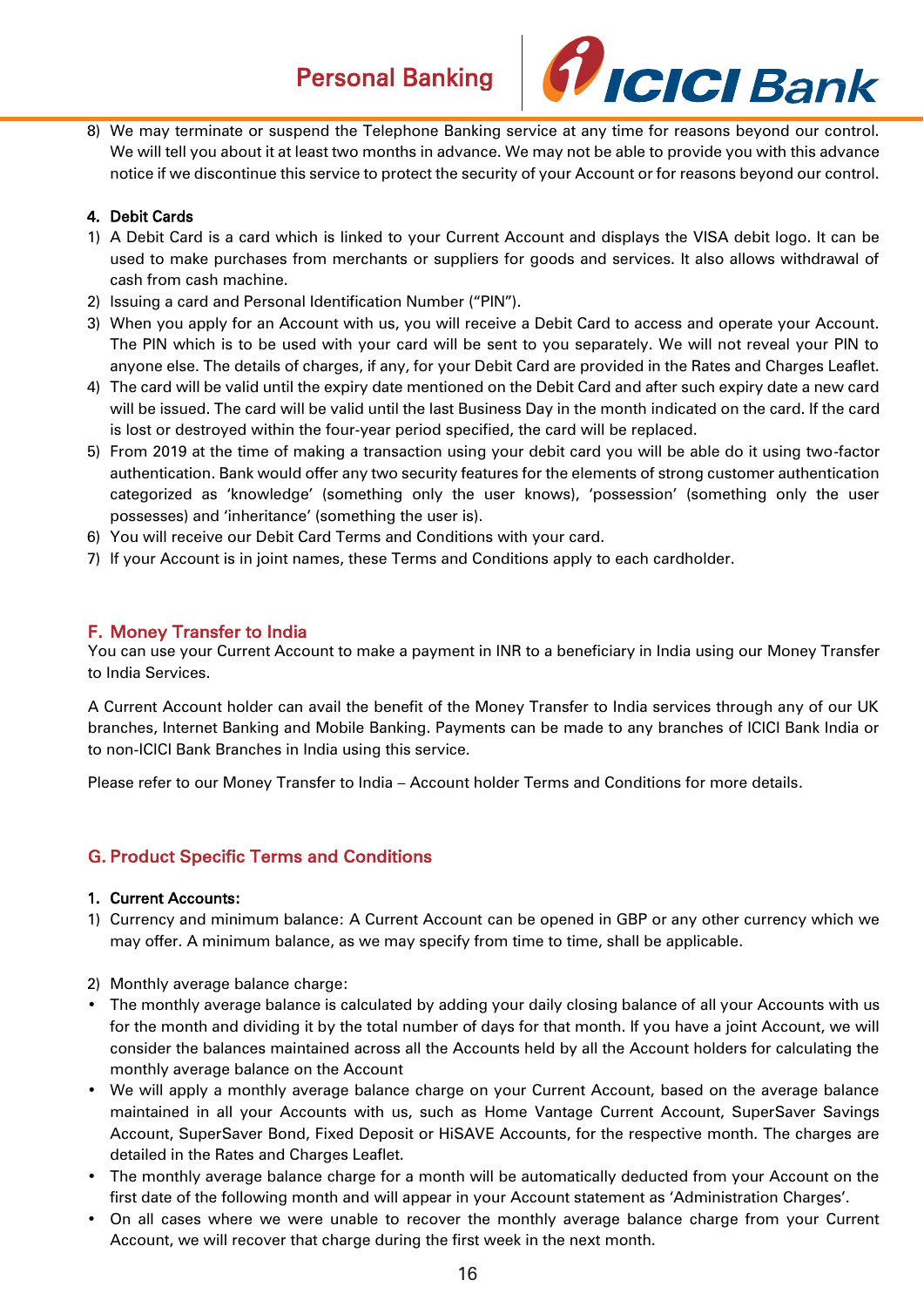8) We may terminate or suspend the Telephone Banking service at any time for reasons beyond our control. We will tell you about it at least two months in advance. We may not be able to provide you with this advance notice if we discontinue this service to protect the security of your Account or for reasons beyond our control.

#### 4. Debit Cards

1) A Debit Card is a card which is linked to your Current Account and displays the VISA debit logo. It can be used to make purchases from merchants or suppliers for goods and services. It also allows withdrawal of cash from cash machine.
2) Issuing a card and Personal Identification Number ("PIN").
3) When you apply for an Account with us, you will receive a Debit Card to access and operate your Account. The PIN which is to be used with your card will be sent to you separately. We will not reveal your PIN to anyone else. The details of charges, if any, for your Debit Card are provided in the Rates and Charges Leaflet.
4) The card will be valid until the expiry date mentioned on the Debit Card and after such expiry date a new card will be issued. The card will be valid until the last Business Day in the month indicated on the card. If the card is lost or destroyed within the four-year period specified, the card will be replaced.
5) From 2019 at the time of making a transaction using your debit card you will be able do it using two-factor authentication. Bank would offer any two security features for the elements of strong customer authentication categorized as 'knowledge' (something only the user knows), 'possession' (something only the user possesses) and 'inheritance' (something the user is).
6) You will receive our Debit Card Terms and Conditions with your card.
7) If your Account is in joint names, these Terms and Conditions apply to each cardholder.

## F. Money Transfer to India

You can use your Current Account to make a payment in INR to a beneficiary in India using our Money Transfer to India Services.

A Current Account holder can avail the benefit of the Money Transfer to India services through any of our UK branches, Internet Banking and Mobile Banking. Payments can be made to any branches of ICICI Bank India or to non-ICICI Bank Branches in India using this service.

Please refer to our Money Transfer to India – Account holder Terms and Conditions for more details.

## G. Product Specific Terms and Conditions

#### 1. Current Accounts:

1) Currency and minimum balance: A Current Account can be opened in GBP or any other currency which we may offer. A minimum balance, as we may specify from time to time, shall be applicable.

2) Monthly average balance charge:

- The monthly average balance is calculated by adding your daily closing balance of all your Accounts with us for the month and dividing it by the total number of days for that month. If you have a joint Account, we will consider the balances maintained across all the Accounts held by all the Account holders for calculating the monthly average balance on the Account
- We will apply a monthly average balance charge on your Current Account, based on the average balance maintained in all your Accounts with us, such as Home Vantage Current Account, SuperSaver Savings Account, SuperSaver Bond, Fixed Deposit or HiSAVE Accounts, for the respective month. The charges are detailed in the Rates and Charges Leaflet.
- The monthly average balance charge for a month will be automatically deducted from your Account on the first date of the following month and will appear in your Account statement as 'Administration Charges'.
- On all cases where we were unable to recover the monthly average balance charge from your Current Account, we will recover that charge during the first week in the next month.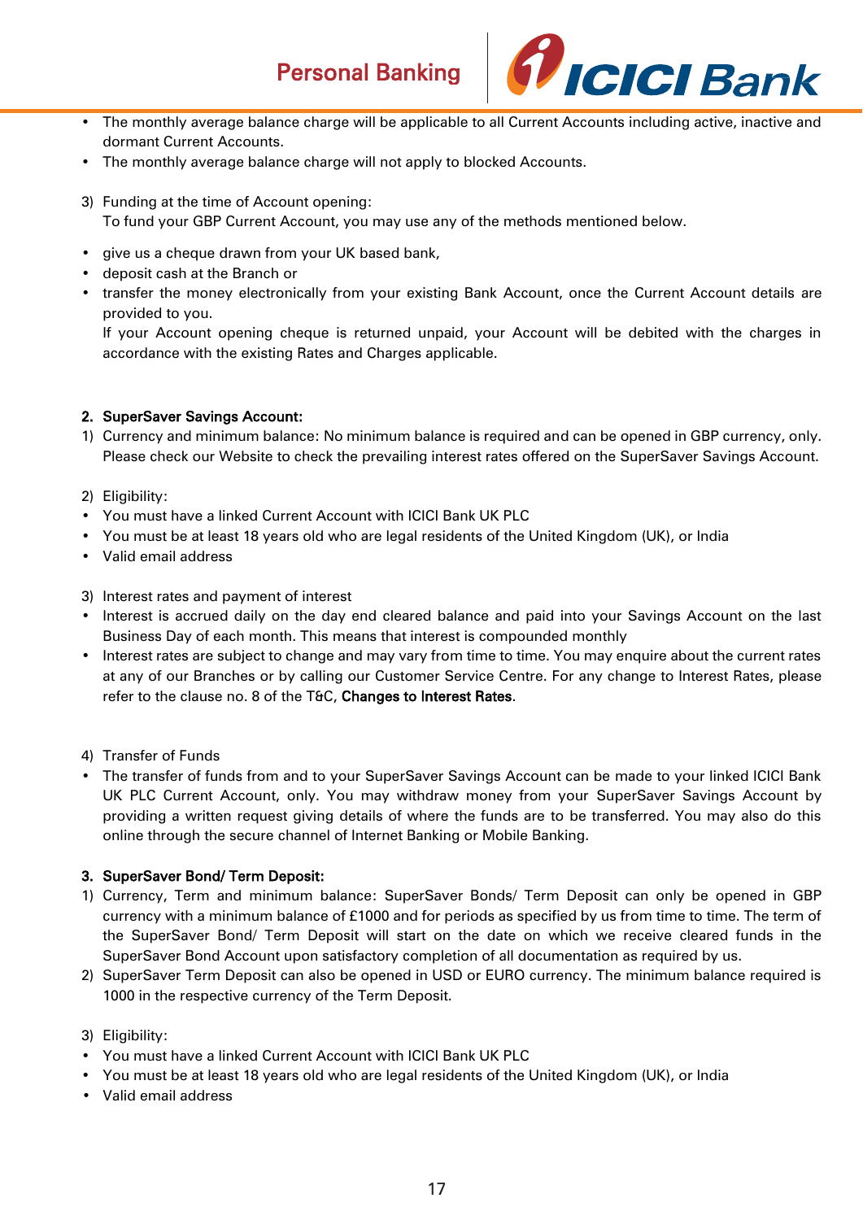- The monthly average balance charge will be applicable to all Current Accounts including active, inactive and dormant Current Accounts.
- The monthly average balance charge will not apply to blocked Accounts.

3) Funding at the time of Account opening:
   To fund your GBP Current Account, you may use any of the methods mentioned below.

- give us a cheque drawn from your UK based bank,
- deposit cash at the Branch or
- transfer the money electronically from your existing Bank Account, once the Current Account details are provided to you.
  If your Account opening cheque is returned unpaid, your Account will be debited with the charges in accordance with the existing Rates and Charges applicable.

**2. SuperSaver Savings Account:**

1) Currency and minimum balance: No minimum balance is required and can be opened in GBP currency, only. Please check our Website to check the prevailing interest rates offered on the SuperSaver Savings Account.

2) Eligibility:

- You must have a linked Current Account with ICICI Bank UK PLC
- You must be at least 18 years old who are legal residents of the United Kingdom (UK), or India
- Valid email address

3) Interest rates and payment of interest

- Interest is accrued daily on the day end cleared balance and paid into your Savings Account on the last Business Day of each month. This means that interest is compounded monthly
- Interest rates are subject to change and may vary from time to time. You may enquire about the current rates at any of our Branches or by calling our Customer Service Centre. For any change to Interest Rates, please refer to the clause no. 8 of the T&C, **Changes to Interest Rates**.

4) Transfer of Funds

- The transfer of funds from and to your SuperSaver Savings Account can be made to your linked ICICI Bank UK PLC Current Account, only. You may withdraw money from your SuperSaver Savings Account by providing a written request giving details of where the funds are to be transferred. You may also do this online through the secure channel of Internet Banking or Mobile Banking.

**3. SuperSaver Bond/ Term Deposit:**

1) Currency, Term and minimum balance: SuperSaver Bonds/ Term Deposit can only be opened in GBP currency with a minimum balance of £1000 and for periods as specified by us from time to time. The term of the SuperSaver Bond/ Term Deposit will start on the date on which we receive cleared funds in the SuperSaver Bond Account upon satisfactory completion of all documentation as required by us.
2) SuperSaver Term Deposit can also be opened in USD or EURO currency. The minimum balance required is 1000 in the respective currency of the Term Deposit.

3) Eligibility:

- You must have a linked Current Account with ICICI Bank UK PLC
- You must be at least 18 years old who are legal residents of the United Kingdom (UK), or India
- Valid email address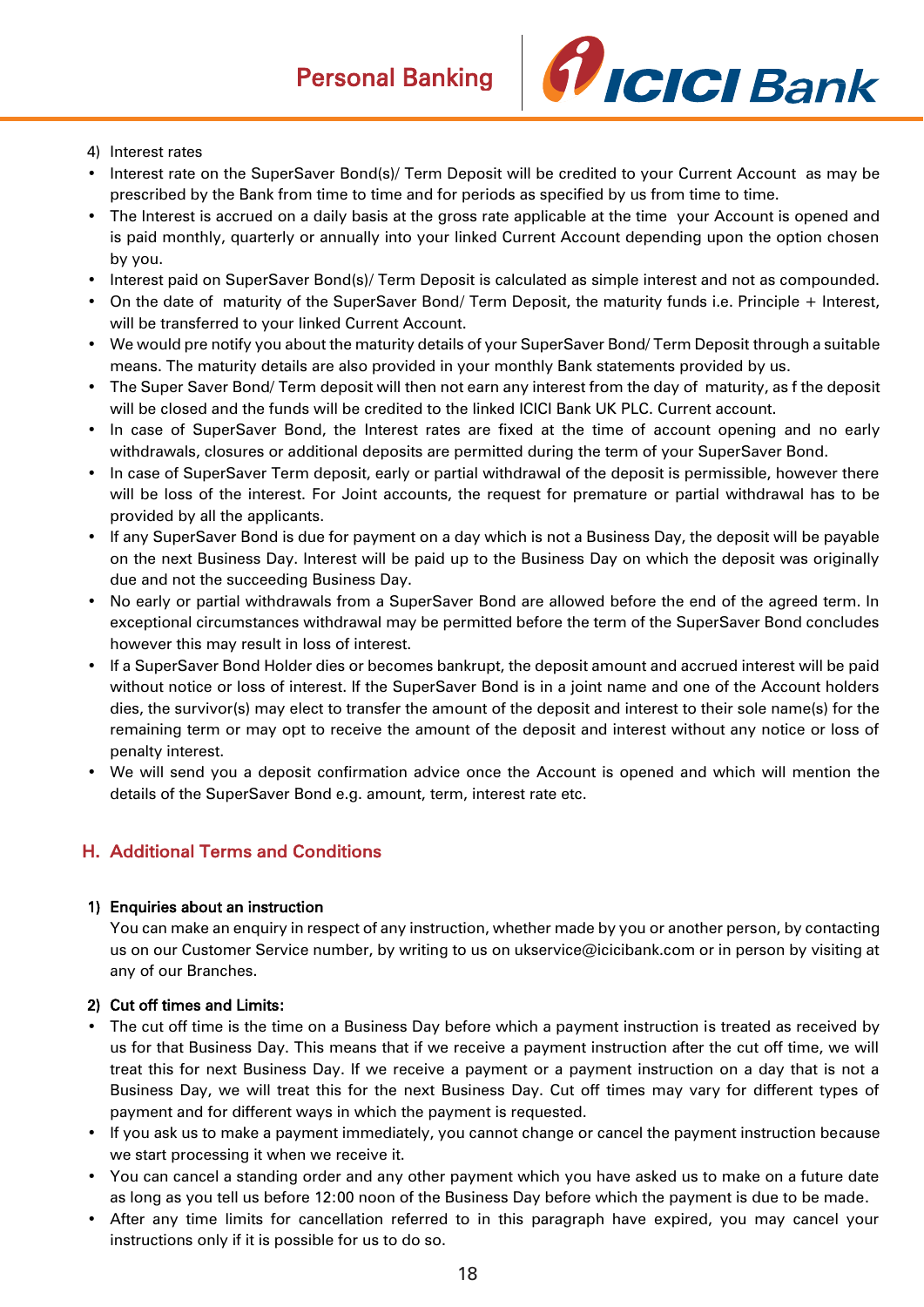4) Interest rates

- Interest rate on the SuperSaver Bond(s)/ Term Deposit will be credited to your Current Account as may be prescribed by the Bank from time to time and for periods as specified by us from time to time.
- The Interest is accrued on a daily basis at the gross rate applicable at the time your Account is opened and is paid monthly, quarterly or annually into your linked Current Account depending upon the option chosen by you.
- Interest paid on SuperSaver Bond(s)/ Term Deposit is calculated as simple interest and not as compounded.
- On the date of maturity of the SuperSaver Bond/ Term Deposit, the maturity funds i.e. Principle + Interest, will be transferred to your linked Current Account.
- We would pre notify you about the maturity details of your SuperSaver Bond/ Term Deposit through a suitable means. The maturity details are also provided in your monthly Bank statements provided by us.
- The Super Saver Bond/ Term deposit will then not earn any interest from the day of maturity, as f the deposit will be closed and the funds will be credited to the linked ICICI Bank UK PLC. Current account.
- In case of SuperSaver Bond, the Interest rates are fixed at the time of account opening and no early withdrawals, closures or additional deposits are permitted during the term of your SuperSaver Bond.
- In case of SuperSaver Term deposit, early or partial withdrawal of the deposit is permissible, however there will be loss of the interest. For Joint accounts, the request for premature or partial withdrawal has to be provided by all the applicants.
- If any SuperSaver Bond is due for payment on a day which is not a Business Day, the deposit will be payable on the next Business Day. Interest will be paid up to the Business Day on which the deposit was originally due and not the succeeding Business Day.
- No early or partial withdrawals from a SuperSaver Bond are allowed before the end of the agreed term. In exceptional circumstances withdrawal may be permitted before the term of the SuperSaver Bond concludes however this may result in loss of interest.
- If a SuperSaver Bond Holder dies or becomes bankrupt, the deposit amount and accrued interest will be paid without notice or loss of interest. If the SuperSaver Bond is in a joint name and one of the Account holders dies, the survivor(s) may elect to transfer the amount of the deposit and interest to their sole name(s) for the remaining term or may opt to receive the amount of the deposit and interest without any notice or loss of penalty interest.
- We will send you a deposit confirmation advice once the Account is opened and which will mention the details of the SuperSaver Bond e.g. amount, term, interest rate etc.

## H. Additional Terms and Conditions

**1) Enquiries about an instruction**

You can make an enquiry in respect of any instruction, whether made by you or another person, by contacting us on our Customer Service number, by writing to us on ukservice@icicibank.com or in person by visiting at any of our Branches.

**2) Cut off times and Limits:**

- The cut off time is the time on a Business Day before which a payment instruction is treated as received by us for that Business Day. This means that if we receive a payment instruction after the cut off time, we will treat this for next Business Day. If we receive a payment or a payment instruction on a day that is not a Business Day, we will treat this for the next Business Day. Cut off times may vary for different types of payment and for different ways in which the payment is requested.
- If you ask us to make a payment immediately, you cannot change or cancel the payment instruction because we start processing it when we receive it.
- You can cancel a standing order and any other payment which you have asked us to make on a future date as long as you tell us before 12:00 noon of the Business Day before which the payment is due to be made.
- After any time limits for cancellation referred to in this paragraph have expired, you may cancel your instructions only if it is possible for us to do so.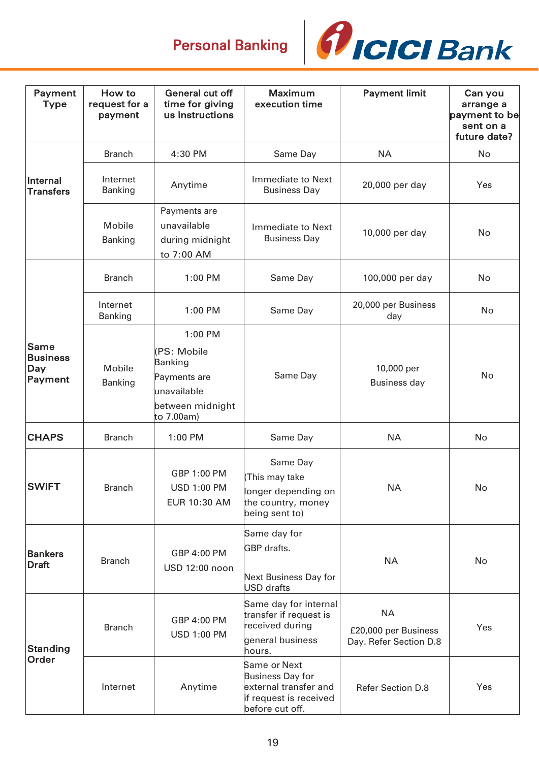| Payment Type | How to request for a payment | General cut off time for giving us instructions | Maximum execution time | Payment limit | Can you arrange a payment to be sent on a future date? |
|---|---|---|---|---|---|
| Internal Transfers | Branch | 4:30 PM | Same Day | NA | No |
| | Internet Banking | Anytime | Immediate to Next Business Day | 20,000 per day | Yes |
| | Mobile Banking | Payments are unavailable during midnight to 7:00 AM | Immediate to Next Business Day | 10,000 per day | No |
| Same Business Day Payment | Branch | 1:00 PM | Same Day | 100,000 per day | No |
| | Internet Banking | 1:00 PM | Same Day | 20,000 per Business day | No |
| | Mobile Banking | 1:00 PM (PS: Mobile Banking Payments are unavailable between midnight to 7.00am) | Same Day | 10,000 per Business day | No |
| CHAPS | Branch | 1:00 PM | Same Day | NA | No |
| SWIFT | Branch | GBP 1:00 PM<br>USD 1:00 PM<br>EUR 10:30 AM | Same Day (This may take longer depending on the country, money being sent to) | NA | No |
| Bankers Draft | Branch | GBP 4:00 PM<br>USD 12:00 noon | Same day for GBP drafts.<br>Next Business Day for USD drafts | NA | No |
| Standing Order | Branch | GBP 4:00 PM<br>USD 1:00 PM | Same day for internal transfer if request is received during general business hours. | NA<br>£20,000 per Business Day. Refer Section D.8 | Yes |
| | Internet | Anytime | Same or Next Business Day for external transfer and if request is received before cut off. | Refer Section D.8 | Yes |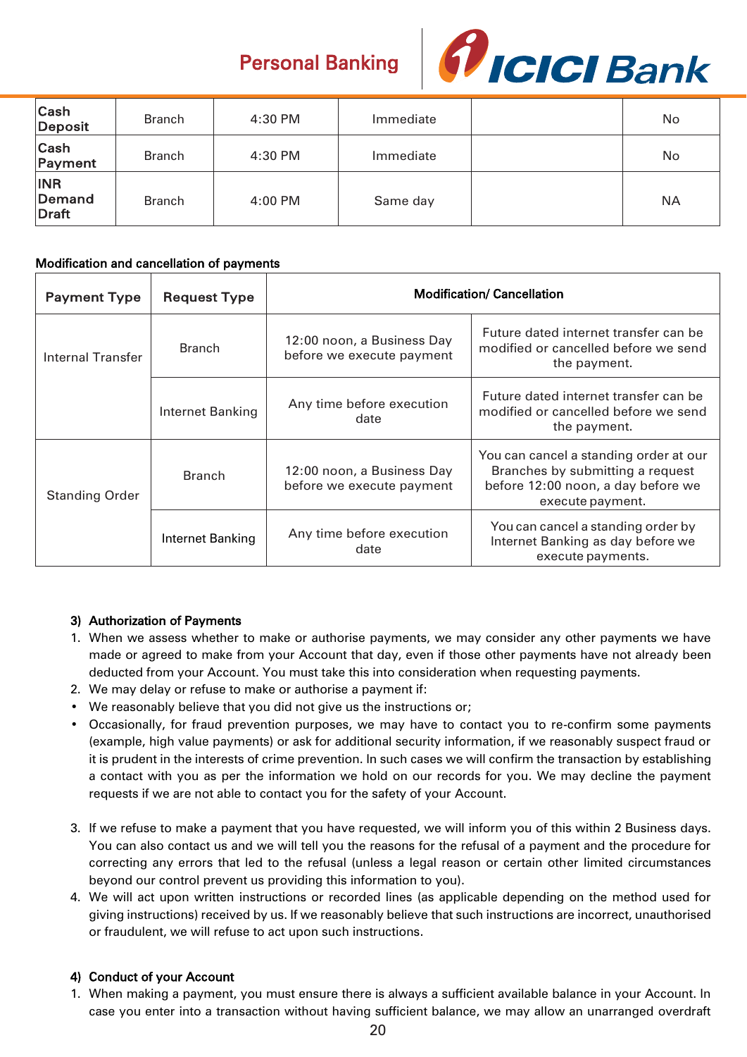| Cash Deposit | Branch | 4:30 PM | Immediate | | No |
|---|---|---|---|---|---|
| Cash Payment | Branch | 4:30 PM | Immediate | | No |
| INR Demand Draft | Branch | 4:00 PM | Same day | | NA |

**Modification and cancellation of payments**

| Payment Type | Request Type | Modification/ Cancellation | |
|---|---|---|---|
| Internal Transfer | Branch | 12:00 noon, a Business Day before we execute payment | Future dated internet transfer can be modified or cancelled before we send the payment. |
| | Internet Banking | Any time before execution date | Future dated internet transfer can be modified or cancelled before we send the payment. |
| Standing Order | Branch | 12:00 noon, a Business Day before we execute payment | You can cancel a standing order at our Branches by submitting a request before 12:00 noon, a day before we execute payment. |
| | Internet Banking | Any time before execution date | You can cancel a standing order by Internet Banking as day before we execute payments. |

**3) Authorization of Payments**

1. When we assess whether to make or authorise payments, we may consider any other payments we have made or agreed to make from your Account that day, even if those other payments have not already been deducted from your Account. You must take this into consideration when requesting payments.
2. We may delay or refuse to make or authorise a payment if:

- We reasonably believe that you did not give us the instructions or;
- Occasionally, for fraud prevention purposes, we may have to contact you to re-confirm some payments (example, high value payments) or ask for additional security information, if we reasonably suspect fraud or it is prudent in the interests of crime prevention. In such cases we will confirm the transaction by establishing a contact with you as per the information we hold on our records for you. We may decline the payment requests if we are not able to contact you for the safety of your Account.

3. If we refuse to make a payment that you have requested, we will inform you of this within 2 Business days. You can also contact us and we will tell you the reasons for the refusal of a payment and the procedure for correcting any errors that led to the refusal (unless a legal reason or certain other limited circumstances beyond our control prevent us providing this information to you).
4. We will act upon written instructions or recorded lines (as applicable depending on the method used for giving instructions) received by us. If we reasonably believe that such instructions are incorrect, unauthorised or fraudulent, we will refuse to act upon such instructions.

**4) Conduct of your Account**

1. When making a payment, you must ensure there is always a sufficient available balance in your Account. In case you enter into a transaction without having sufficient balance, we may allow an unarranged overdraft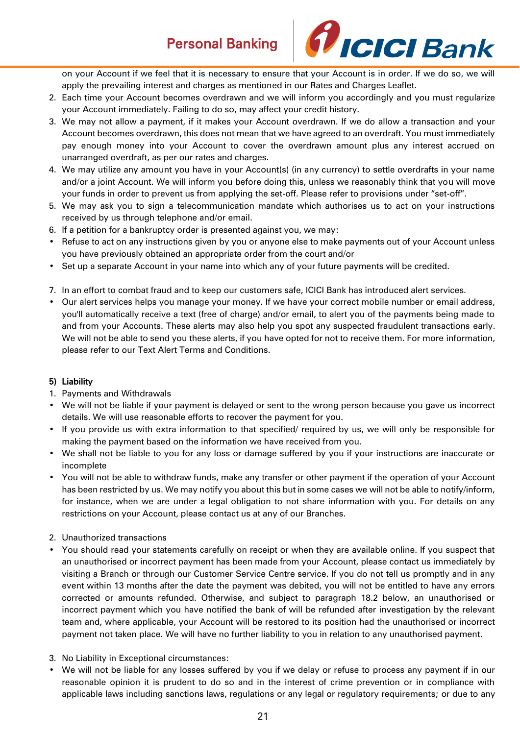on your Account if we feel that it is necessary to ensure that your Account is in order. If we do so, we will apply the prevailing interest and charges as mentioned in our Rates and Charges Leaflet.

2. Each time your Account becomes overdrawn and we will inform you accordingly and you must regularize your Account immediately. Failing to do so, may affect your credit history.
3. We may not allow a payment, if it makes your Account overdrawn. If we do allow a transaction and your Account becomes overdrawn, this does not mean that we have agreed to an overdraft. You must immediately pay enough money into your Account to cover the overdrawn amount plus any interest accrued on unarranged overdraft, as per our rates and charges.
4. We may utilize any amount you have in your Account(s) (in any currency) to settle overdrafts in your name and/or a joint Account. We will inform you before doing this, unless we reasonably think that you will move your funds in order to prevent us from applying the set-off. Please refer to provisions under "set-off".
5. We may ask you to sign a telecommunication mandate which authorises us to act on your instructions received by us through telephone and/or email.
6. If a petition for a bankruptcy order is presented against you, we may:

- Refuse to act on any instructions given by you or anyone else to make payments out of your Account unless you have previously obtained an appropriate order from the court and/or
- Set up a separate Account in your name into which any of your future payments will be credited.

7. In an effort to combat fraud and to keep our customers safe, ICICI Bank has introduced alert services.

- Our alert services helps you manage your money. If we have your correct mobile number or email address, you'll automatically receive a text (free of charge) and/or email, to alert you of the payments being made to and from your Accounts. These alerts may also help you spot any suspected fraudulent transactions early. We will not be able to send you these alerts, if you have opted for not to receive them. For more information, please refer to our Text Alert Terms and Conditions.

**5) Liability**

1. Payments and Withdrawals

- We will not be liable if your payment is delayed or sent to the wrong person because you gave us incorrect details. We will use reasonable efforts to recover the payment for you.
- If you provide us with extra information to that specified/ required by us, we will only be responsible for making the payment based on the information we have received from you.
- We shall not be liable to you for any loss or damage suffered by you if your instructions are inaccurate or incomplete
- You will not be able to withdraw funds, make any transfer or other payment if the operation of your Account has been restricted by us. We may notify you about this but in some cases we will not be able to notify/inform, for instance, when we are under a legal obligation to not share information with you. For details on any restrictions on your Account, please contact us at any of our Branches.

2. Unauthorized transactions

- You should read your statements carefully on receipt or when they are available online. If you suspect that an unauthorised or incorrect payment has been made from your Account, please contact us immediately by visiting a Branch or through our Customer Service Centre service. If you do not tell us promptly and in any event within 13 months after the date the payment was debited, you will not be entitled to have any errors corrected or amounts refunded. Otherwise, and subject to paragraph 18.2 below, an unauthorised or incorrect payment which you have notified the bank of will be refunded after investigation by the relevant team and, where applicable, your Account will be restored to its position had the unauthorised or incorrect payment not taken place. We will have no further liability to you in relation to any unauthorised payment.

3. No Liability in Exceptional circumstances:

- We will not be liable for any losses suffered by you if we delay or refuse to process any payment if in our reasonable opinion it is prudent to do so and in the interest of crime prevention or in compliance with applicable laws including sanctions laws, regulations or any legal or regulatory requirements; or due to any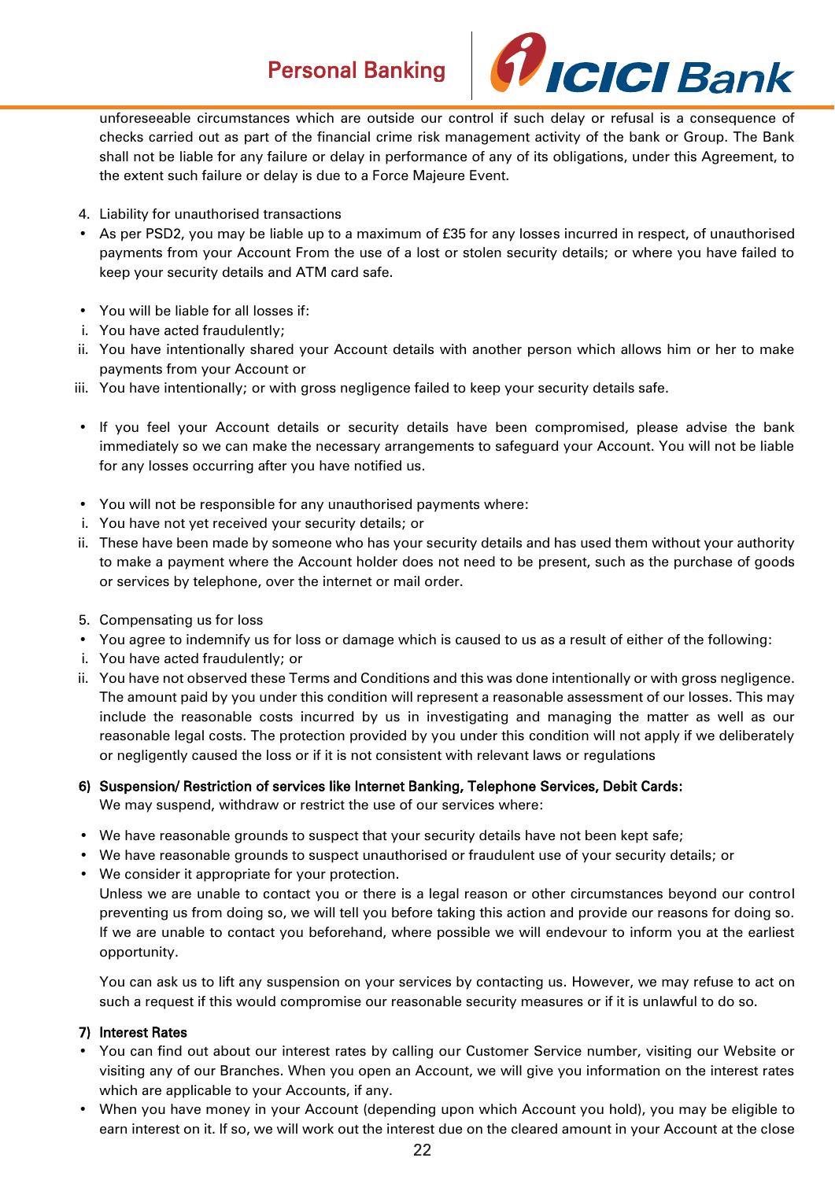unforeseeable circumstances which are outside our control if such delay or refusal is a consequence of checks carried out as part of the financial crime risk management activity of the bank or Group. The Bank shall not be liable for any failure or delay in performance of any of its obligations, under this Agreement, to the extent such failure or delay is due to a Force Majeure Event.

4. Liability for unauthorised transactions

- As per PSD2, you may be liable up to a maximum of £35 for any losses incurred in respect, of unauthorised payments from your Account From the use of a lost or stolen security details; or where you have failed to keep your security details and ATM card safe.

- You will be liable for all losses if:

i. You have acted fraudulently;
ii. You have intentionally shared your Account details with another person which allows him or her to make payments from your Account or
iii. You have intentionally; or with gross negligence failed to keep your security details safe.

- If you feel your Account details or security details have been compromised, please advise the bank immediately so we can make the necessary arrangements to safeguard your Account. You will not be liable for any losses occurring after you have notified us.

- You will not be responsible for any unauthorised payments where:

i. You have not yet received your security details; or
ii. These have been made by someone who has your security details and has used them without your authority to make a payment where the Account holder does not need to be present, such as the purchase of goods or services by telephone, over the internet or mail order.

5. Compensating us for loss

- You agree to indemnify us for loss or damage which is caused to us as a result of either of the following:

i. You have acted fraudulently; or
ii. You have not observed these Terms and Conditions and this was done intentionally or with gross negligence. The amount paid by you under this condition will represent a reasonable assessment of our losses. This may include the reasonable costs incurred by us in investigating and managing the matter as well as our reasonable legal costs. The protection provided by you under this condition will not apply if we deliberately or negligently caused the loss or if it is not consistent with relevant laws or regulations

**6) Suspension/ Restriction of services like Internet Banking, Telephone Services, Debit Cards:**

We may suspend, withdraw or restrict the use of our services where:

- We have reasonable grounds to suspect that your security details have not been kept safe;
- We have reasonable grounds to suspect unauthorised or fraudulent use of your security details; or
- We consider it appropriate for your protection.

Unless we are unable to contact you or there is a legal reason or other circumstances beyond our control preventing us from doing so, we will tell you before taking this action and provide our reasons for doing so. If we are unable to contact you beforehand, where possible we will endeavour to inform you at the earliest opportunity.

You can ask us to lift any suspension on your services by contacting us. However, we may refuse to act on such a request if this would compromise our reasonable security measures or if it is unlawful to do so.

**7) Interest Rates**

- You can find out about our interest rates by calling our Customer Service number, visiting our Website or visiting any of our Branches. When you open an Account, we will give you information on the interest rates which are applicable to your Accounts, if any.
- When you have money in your Account (depending upon which Account you hold), you may be eligible to earn interest on it. If so, we will work out the interest due on the cleared amount in your Account at the close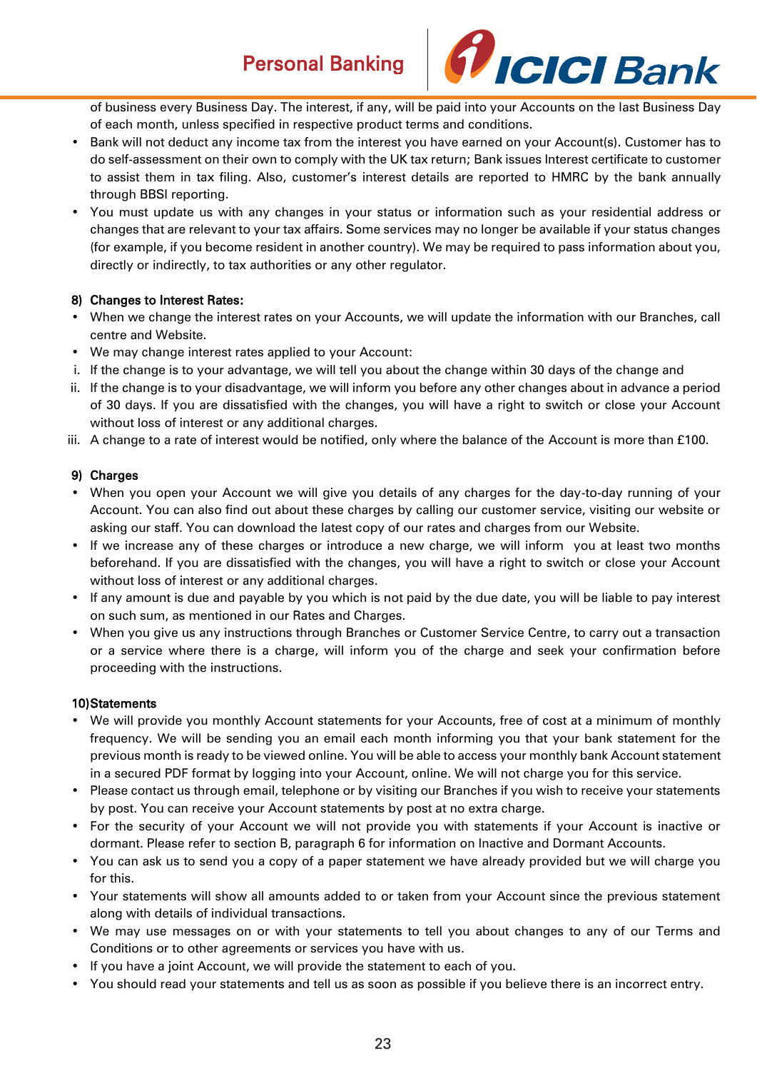of business every Business Day. The interest, if any, will be paid into your Accounts on the last Business Day of each month, unless specified in respective product terms and conditions.

- Bank will not deduct any income tax from the interest you have earned on your Account(s). Customer has to do self-assessment on their own to comply with the UK tax return; Bank issues Interest certificate to customer to assist them in tax filing. Also, customer's interest details are reported to HMRC by the bank annually through BBSI reporting.
- You must update us with any changes in your status or information such as your residential address or changes that are relevant to your tax affairs. Some services may no longer be available if your status changes (for example, if you become resident in another country). We may be required to pass information about you, directly or indirectly, to tax authorities or any other regulator.

#### 8) Changes to Interest Rates:

- When we change the interest rates on your Accounts, we will update the information with our Branches, call centre and Website.
- We may change interest rates applied to your Account:

i. If the change is to your advantage, we will tell you about the change within 30 days of the change and

ii. If the change is to your disadvantage, we will inform you before any other changes about in advance a period of 30 days. If you are dissatisfied with the changes, you will have a right to switch or close your Account without loss of interest or any additional charges.

iii. A change to a rate of interest would be notified, only where the balance of the Account is more than £100.

#### 9) Charges

- When you open your Account we will give you details of any charges for the day-to-day running of your Account. You can also find out about these charges by calling our customer service, visiting our website or asking our staff. You can download the latest copy of our rates and charges from our Website.
- If we increase any of these charges or introduce a new charge, we will inform you at least two months beforehand. If you are dissatisfied with the changes, you will have a right to switch or close your Account without loss of interest or any additional charges.
- If any amount is due and payable by you which is not paid by the due date, you will be liable to pay interest on such sum, as mentioned in our Rates and Charges.
- When you give us any instructions through Branches or Customer Service Centre, to carry out a transaction or a service where there is a charge, will inform you of the charge and seek your confirmation before proceeding with the instructions.

#### 10) Statements

- We will provide you monthly Account statements for your Accounts, free of cost at a minimum of monthly frequency. We will be sending you an email each month informing you that your bank statement for the previous month is ready to be viewed online. You will be able to access your monthly bank Account statement in a secured PDF format by logging into your Account, online. We will not charge you for this service.
- Please contact us through email, telephone or by visiting our Branches if you wish to receive your statements by post. You can receive your Account statements by post at no extra charge.
- For the security of your Account we will not provide you with statements if your Account is inactive or dormant. Please refer to section B, paragraph 6 for information on Inactive and Dormant Accounts.
- You can ask us to send you a copy of a paper statement we have already provided but we will charge you for this.
- Your statements will show all amounts added to or taken from your Account since the previous statement along with details of individual transactions.
- We may use messages on or with your statements to tell you about changes to any of our Terms and Conditions or to other agreements or services you have with us.
- If you have a joint Account, we will provide the statement to each of you.
- You should read your statements and tell us as soon as possible if you believe there is an incorrect entry.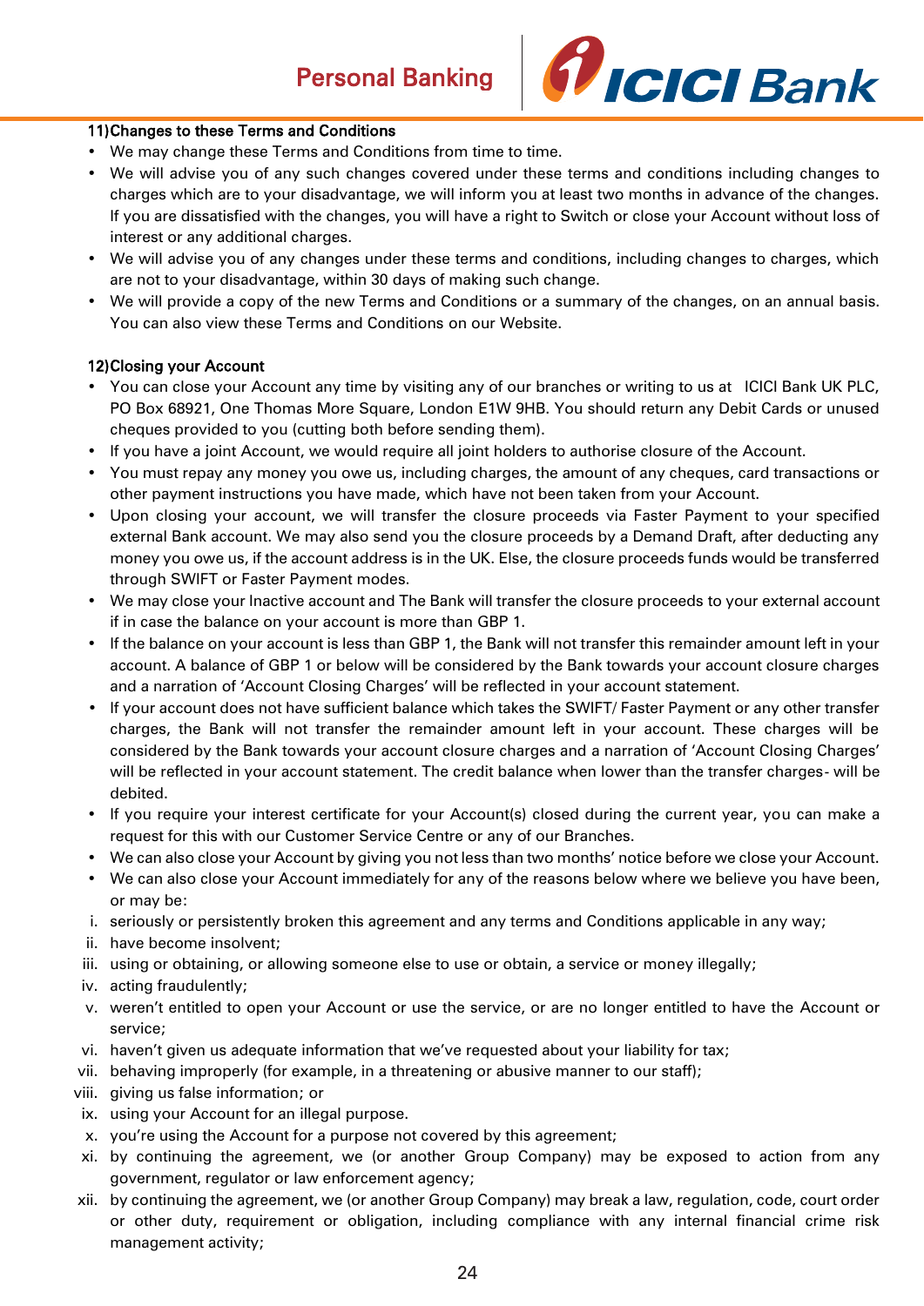## 11)Changes to these Terms and Conditions

- We may change these Terms and Conditions from time to time.
- We will advise you of any such changes covered under these terms and conditions including changes to charges which are to your disadvantage, we will inform you at least two months in advance of the changes. If you are dissatisfied with the changes, you will have a right to Switch or close your Account without loss of interest or any additional charges.
- We will advise you of any changes under these terms and conditions, including changes to charges, which are not to your disadvantage, within 30 days of making such change.
- We will provide a copy of the new Terms and Conditions or a summary of the changes, on an annual basis. You can also view these Terms and Conditions on our Website.

## 12)Closing your Account

- You can close your Account any time by visiting any of our branches or writing to us at ICICI Bank UK PLC, PO Box 68921, One Thomas More Square, London E1W 9HB. You should return any Debit Cards or unused cheques provided to you (cutting both before sending them).
- If you have a joint Account, we would require all joint holders to authorise closure of the Account.
- You must repay any money you owe us, including charges, the amount of any cheques, card transactions or other payment instructions you have made, which have not been taken from your Account.
- Upon closing your account, we will transfer the closure proceeds via Faster Payment to your specified external Bank account. We may also send you the closure proceeds by a Demand Draft, after deducting any money you owe us, if the account address is in the UK. Else, the closure proceeds funds would be transferred through SWIFT or Faster Payment modes.
- We may close your Inactive account and The Bank will transfer the closure proceeds to your external account if in case the balance on your account is more than GBP 1.
- If the balance on your account is less than GBP 1, the Bank will not transfer this remainder amount left in your account. A balance of GBP 1 or below will be considered by the Bank towards your account closure charges and a narration of 'Account Closing Charges' will be reflected in your account statement.
- If your account does not have sufficient balance which takes the SWIFT/ Faster Payment or any other transfer charges, the Bank will not transfer the remainder amount left in your account. These charges will be considered by the Bank towards your account closure charges and a narration of 'Account Closing Charges' will be reflected in your account statement. The credit balance when lower than the transfer charges- will be debited.
- If you require your interest certificate for your Account(s) closed during the current year, you can make a request for this with our Customer Service Centre or any of our Branches.
- We can also close your Account by giving you not less than two months' notice before we close your Account.
- We can also close your Account immediately for any of the reasons below where we believe you have been, or may be:

i. seriously or persistently broken this agreement and any terms and Conditions applicable in any way;
ii. have become insolvent;
iii. using or obtaining, or allowing someone else to use or obtain, a service or money illegally;
iv. acting fraudulently;
v. weren't entitled to open your Account or use the service, or are no longer entitled to have the Account or service;
vi. haven't given us adequate information that we've requested about your liability for tax;
vii. behaving improperly (for example, in a threatening or abusive manner to our staff);
viii. giving us false information; or
ix. using your Account for an illegal purpose.
x. you're using the Account for a purpose not covered by this agreement;
xi. by continuing the agreement, we (or another Group Company) may be exposed to action from any government, regulator or law enforcement agency;
xii. by continuing the agreement, we (or another Group Company) may break a law, regulation, code, court order or other duty, requirement or obligation, including compliance with any internal financial crime risk management activity;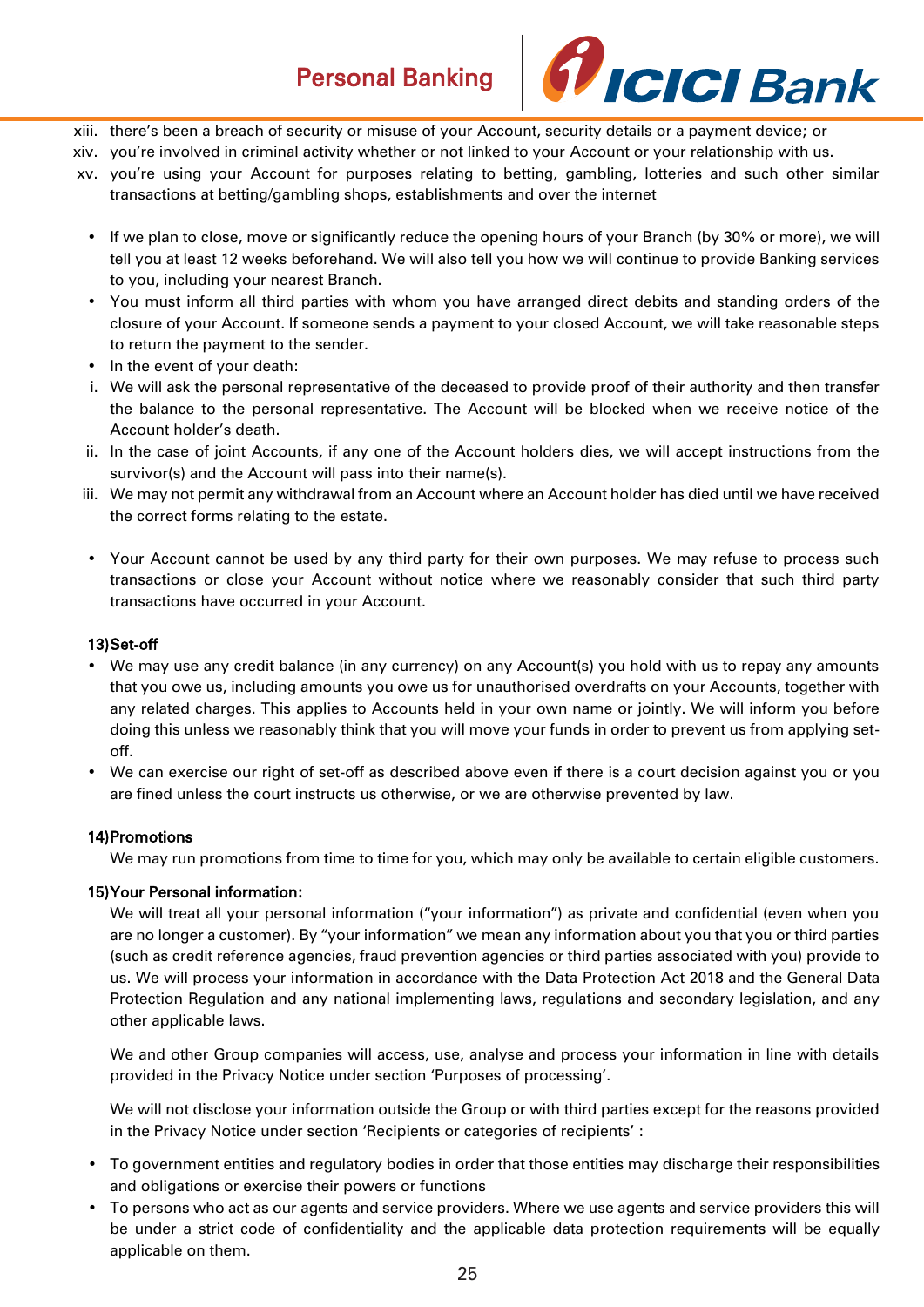xiii. there's been a breach of security or misuse of your Account, security details or a payment device; or
xiv. you're involved in criminal activity whether or not linked to your Account or your relationship with us.
xv. you're using your Account for purposes relating to betting, gambling, lotteries and such other similar transactions at betting/gambling shops, establishments and over the internet

- If we plan to close, move or significantly reduce the opening hours of your Branch (by 30% or more), we will tell you at least 12 weeks beforehand. We will also tell you how we will continue to provide Banking services to you, including your nearest Branch.
- You must inform all third parties with whom you have arranged direct debits and standing orders of the closure of your Account. If someone sends a payment to your closed Account, we will take reasonable steps to return the payment to the sender.
- In the event of your death:

i. We will ask the personal representative of the deceased to provide proof of their authority and then transfer the balance to the personal representative. The Account will be blocked when we receive notice of the Account holder's death.
ii. In the case of joint Accounts, if any one of the Account holders dies, we will accept instructions from the survivor(s) and the Account will pass into their name(s).
iii. We may not permit any withdrawal from an Account where an Account holder has died until we have received the correct forms relating to the estate.

- Your Account cannot be used by any third party for their own purposes. We may refuse to process such transactions or close your Account without notice where we reasonably consider that such third party transactions have occurred in your Account.

**13) Set-off**

- We may use any credit balance (in any currency) on any Account(s) you hold with us to repay any amounts that you owe us, including amounts you owe us for unauthorised overdrafts on your Accounts, together with any related charges. This applies to Accounts held in your own name or jointly. We will inform you before doing this unless we reasonably think that you will move your funds in order to prevent us from applying set-off.
- We can exercise our right of set-off as described above even if there is a court decision against you or you are fined unless the court instructs us otherwise, or we are otherwise prevented by law.

**14) Promotions**

We may run promotions from time to time for you, which may only be available to certain eligible customers.

**15) Your Personal information:**

We will treat all your personal information ("your information") as private and confidential (even when you are no longer a customer). By "your information" we mean any information about you that you or third parties (such as credit reference agencies, fraud prevention agencies or third parties associated with you) provide to us. We will process your information in accordance with the Data Protection Act 2018 and the General Data Protection Regulation and any national implementing laws, regulations and secondary legislation, and any other applicable laws.

We and other Group companies will access, use, analyse and process your information in line with details provided in the Privacy Notice under section 'Purposes of processing'.

We will not disclose your information outside the Group or with third parties except for the reasons provided in the Privacy Notice under section 'Recipients or categories of recipients' :

- To government entities and regulatory bodies in order that those entities may discharge their responsibilities and obligations or exercise their powers or functions
- To persons who act as our agents and service providers. Where we use agents and service providers this will be under a strict code of confidentiality and the applicable data protection requirements will be equally applicable on them.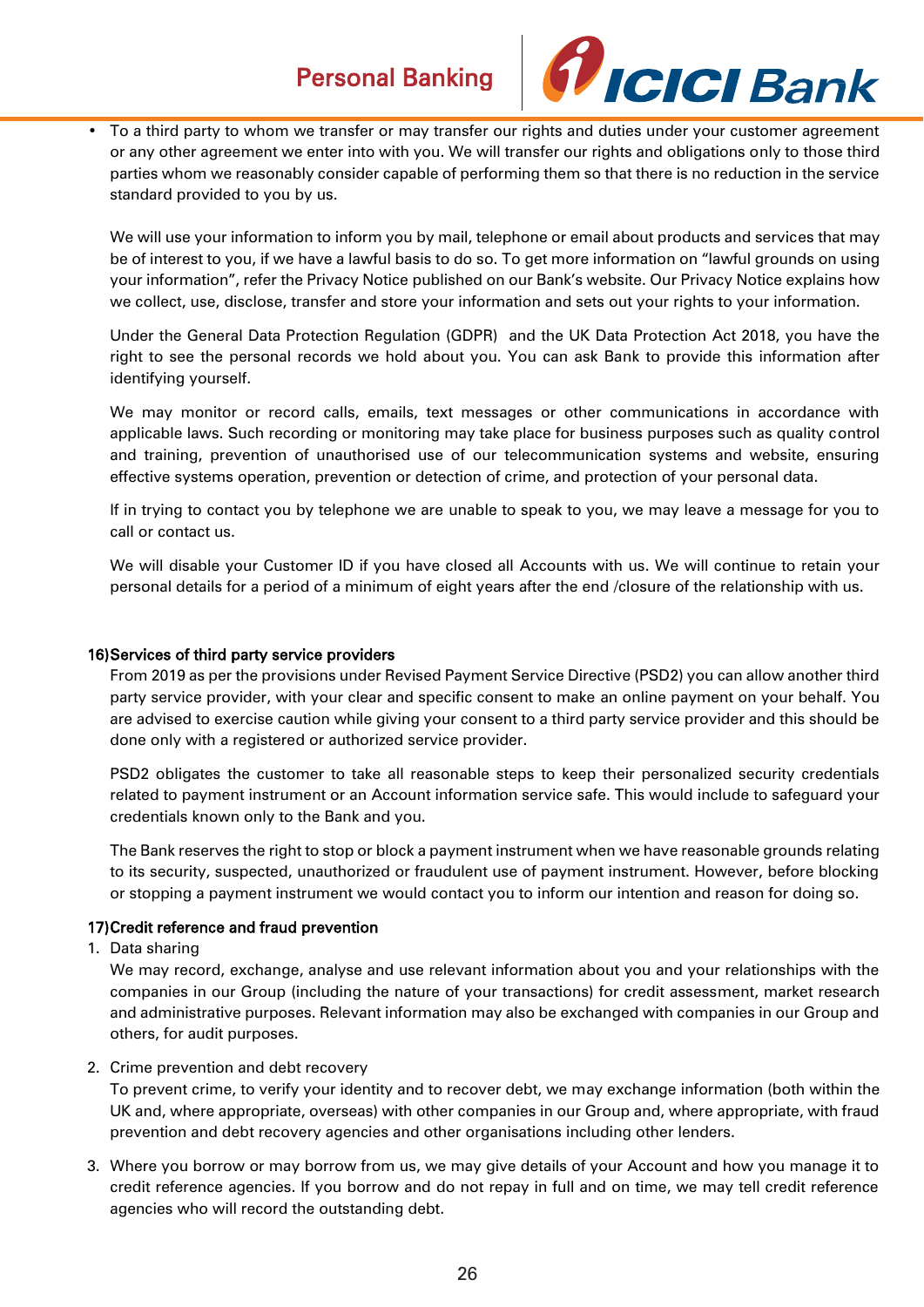- To a third party to whom we transfer or may transfer our rights and duties under your customer agreement or any other agreement we enter into with you. We will transfer our rights and obligations only to those third parties whom we reasonably consider capable of performing them so that there is no reduction in the service standard provided to you by us.

  We will use your information to inform you by mail, telephone or email about products and services that may be of interest to you, if we have a lawful basis to do so. To get more information on "lawful grounds on using your information", refer the Privacy Notice published on our Bank's website. Our Privacy Notice explains how we collect, use, disclose, transfer and store your information and sets out your rights to your information.

  Under the General Data Protection Regulation (GDPR) and the UK Data Protection Act 2018, you have the right to see the personal records we hold about you. You can ask Bank to provide this information after identifying yourself.

  We may monitor or record calls, emails, text messages or other communications in accordance with applicable laws. Such recording or monitoring may take place for business purposes such as quality control and training, prevention of unauthorised use of our telecommunication systems and website, ensuring effective systems operation, prevention or detection of crime, and protection of your personal data.

  If in trying to contact you by telephone we are unable to speak to you, we may leave a message for you to call or contact us.

  We will disable your Customer ID if you have closed all Accounts with us. We will continue to retain your personal details for a period of a minimum of eight years after the end /closure of the relationship with us.

**16)Services of third party service providers**

From 2019 as per the provisions under Revised Payment Service Directive (PSD2) you can allow another third party service provider, with your clear and specific consent to make an online payment on your behalf. You are advised to exercise caution while giving your consent to a third party service provider and this should be done only with a registered or authorized service provider.

PSD2 obligates the customer to take all reasonable steps to keep their personalized security credentials related to payment instrument or an Account information service safe. This would include to safeguard your credentials known only to the Bank and you.

The Bank reserves the right to stop or block a payment instrument when we have reasonable grounds relating to its security, suspected, unauthorized or fraudulent use of payment instrument. However, before blocking or stopping a payment instrument we would contact you to inform our intention and reason for doing so.

**17)Credit reference and fraud prevention**

1. Data sharing

   We may record, exchange, analyse and use relevant information about you and your relationships with the companies in our Group (including the nature of your transactions) for credit assessment, market research and administrative purposes. Relevant information may also be exchanged with companies in our Group and others, for audit purposes.

2. Crime prevention and debt recovery

   To prevent crime, to verify your identity and to recover debt, we may exchange information (both within the UK and, where appropriate, overseas) with other companies in our Group and, where appropriate, with fraud prevention and debt recovery agencies and other organisations including other lenders.

3. Where you borrow or may borrow from us, we may give details of your Account and how you manage it to credit reference agencies. If you borrow and do not repay in full and on time, we may tell credit reference agencies who will record the outstanding debt.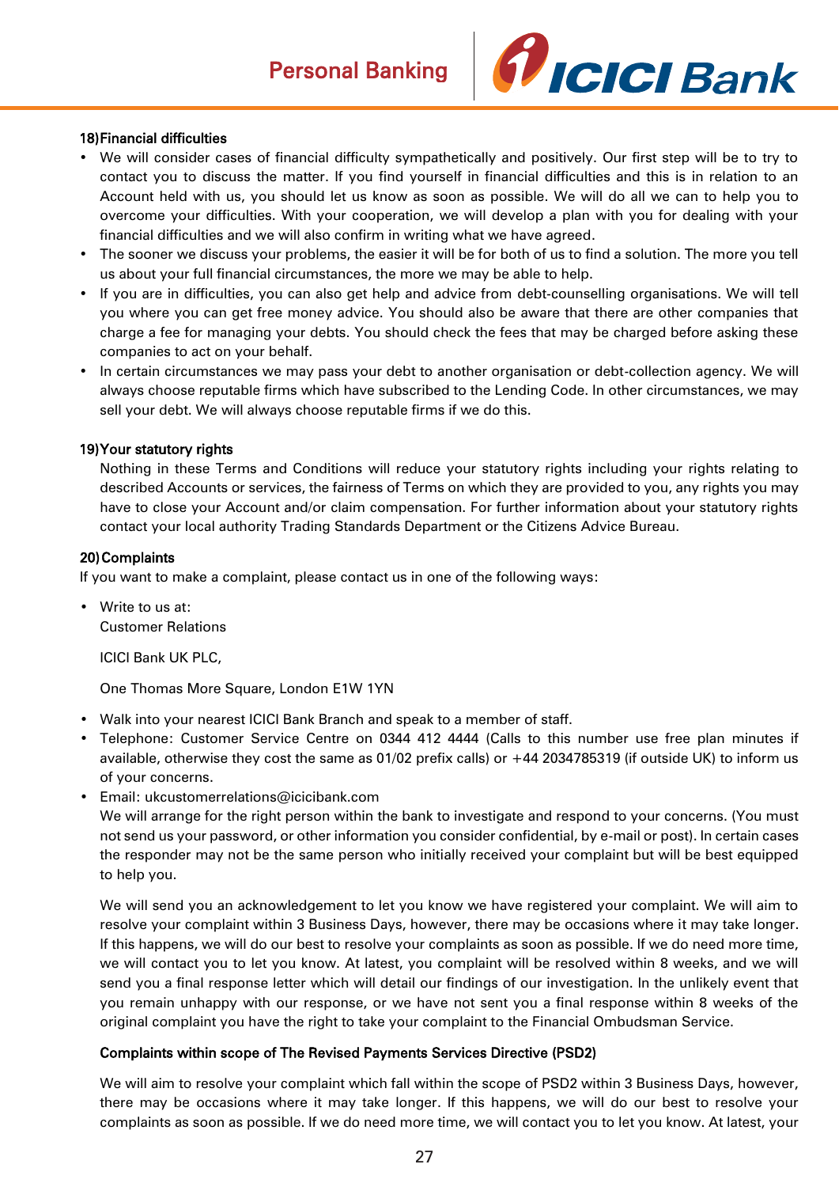## 18) Financial difficulties

- We will consider cases of financial difficulty sympathetically and positively. Our first step will be to try to contact you to discuss the matter. If you find yourself in financial difficulties and this is in relation to an Account held with us, you should let us know as soon as possible. We will do all we can to help you to overcome your difficulties. With your cooperation, we will develop a plan with you for dealing with your financial difficulties and we will also confirm in writing what we have agreed.
- The sooner we discuss your problems, the easier it will be for both of us to find a solution. The more you tell us about your full financial circumstances, the more we may be able to help.
- If you are in difficulties, you can also get help and advice from debt-counselling organisations. We will tell you where you can get free money advice. You should also be aware that there are other companies that charge a fee for managing your debts. You should check the fees that may be charged before asking these companies to act on your behalf.
- In certain circumstances we may pass your debt to another organisation or debt-collection agency. We will always choose reputable firms which have subscribed to the Lending Code. In other circumstances, we may sell your debt. We will always choose reputable firms if we do this.

## 19) Your statutory rights

Nothing in these Terms and Conditions will reduce your statutory rights including your rights relating to described Accounts or services, the fairness of Terms on which they are provided to you, any rights you may have to close your Account and/or claim compensation. For further information about your statutory rights contact your local authority Trading Standards Department or the Citizens Advice Bureau.

## 20) Complaints

If you want to make a complaint, please contact us in one of the following ways:

- Write to us at:
  Customer Relations

  ICICI Bank UK PLC,

  One Thomas More Square, London E1W 1YN

- Walk into your nearest ICICI Bank Branch and speak to a member of staff.
- Telephone: Customer Service Centre on 0344 412 4444 (Calls to this number use free plan minutes if available, otherwise they cost the same as 01/02 prefix calls) or +44 2034785319 (if outside UK) to inform us of your concerns.
- Email: ukcustomerrelations@icicibank.com
  We will arrange for the right person within the bank to investigate and respond to your concerns. (You must not send us your password, or other information you consider confidential, by e-mail or post). In certain cases the responder may not be the same person who initially received your complaint but will be best equipped to help you.

  We will send you an acknowledgement to let you know we have registered your complaint. We will aim to resolve your complaint within 3 Business Days, however, there may be occasions where it may take longer. If this happens, we will do our best to resolve your complaints as soon as possible. If we do need more time, we will contact you to let you know. At latest, you complaint will be resolved within 8 weeks, and we will send you a final response letter which will detail our findings of our investigation. In the unlikely event that you remain unhappy with our response, or we have not sent you a final response within 8 weeks of the original complaint you have the right to take your complaint to the Financial Ombudsman Service.

  **Complaints within scope of The Revised Payments Services Directive (PSD2)**

  We will aim to resolve your complaint which fall within the scope of PSD2 within 3 Business Days, however, there may be occasions where it may take longer. If this happens, we will do our best to resolve your complaints as soon as possible. If we do need more time, we will contact you to let you know. At latest, your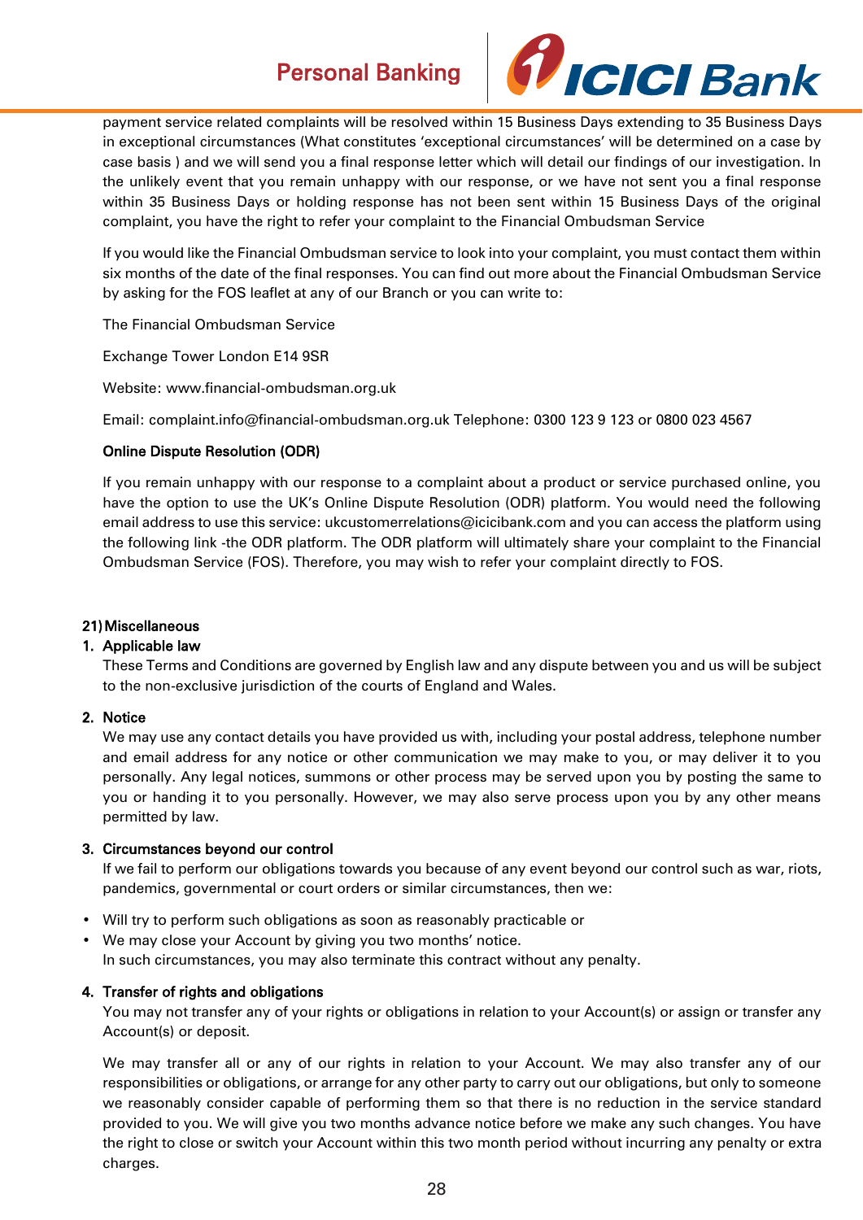payment service related complaints will be resolved within 15 Business Days extending to 35 Business Days in exceptional circumstances (What constitutes 'exceptional circumstances' will be determined on a case by case basis ) and we will send you a final response letter which will detail our findings of our investigation. In the unlikely event that you remain unhappy with our response, or we have not sent you a final response within 35 Business Days or holding response has not been sent within 15 Business Days of the original complaint, you have the right to refer your complaint to the Financial Ombudsman Service

If you would like the Financial Ombudsman service to look into your complaint, you must contact them within six months of the date of the final responses. You can find out more about the Financial Ombudsman Service by asking for the FOS leaflet at any of our Branch or you can write to:

The Financial Ombudsman Service

Exchange Tower London E14 9SR

Website: www.financial-ombudsman.org.uk

Email: complaint.info@financial-ombudsman.org.uk Telephone: 0300 123 9 123 or 0800 023 4567

**Online Dispute Resolution (ODR)**

If you remain unhappy with our response to a complaint about a product or service purchased online, you have the option to use the UK's Online Dispute Resolution (ODR) platform. You would need the following email address to use this service: ukcustomerrelations@icicibank.com and you can access the platform using the following link -the ODR platform. The ODR platform will ultimately share your complaint to the Financial Ombudsman Service (FOS). Therefore, you may wish to refer your complaint directly to FOS.

## 21) Miscellaneous

**1. Applicable law**

These Terms and Conditions are governed by English law and any dispute between you and us will be subject to the non-exclusive jurisdiction of the courts of England and Wales.

**2. Notice**

We may use any contact details you have provided us with, including your postal address, telephone number and email address for any notice or other communication we may make to you, or may deliver it to you personally. Any legal notices, summons or other process may be served upon you by posting the same to you or handing it to you personally. However, we may also serve process upon you by any other means permitted by law.

**3. Circumstances beyond our control**

If we fail to perform our obligations towards you because of any event beyond our control such as war, riots, pandemics, governmental or court orders or similar circumstances, then we:

- Will try to perform such obligations as soon as reasonably practicable or
- We may close your Account by giving you two months' notice.

In such circumstances, you may also terminate this contract without any penalty.

**4. Transfer of rights and obligations**

You may not transfer any of your rights or obligations in relation to your Account(s) or assign or transfer any Account(s) or deposit.

We may transfer all or any of our rights in relation to your Account. We may also transfer any of our responsibilities or obligations, or arrange for any other party to carry out our obligations, but only to someone we reasonably consider capable of performing them so that there is no reduction in the service standard provided to you. We will give you two months advance notice before we make any such changes. You have the right to close or switch your Account within this two month period without incurring any penalty or extra charges.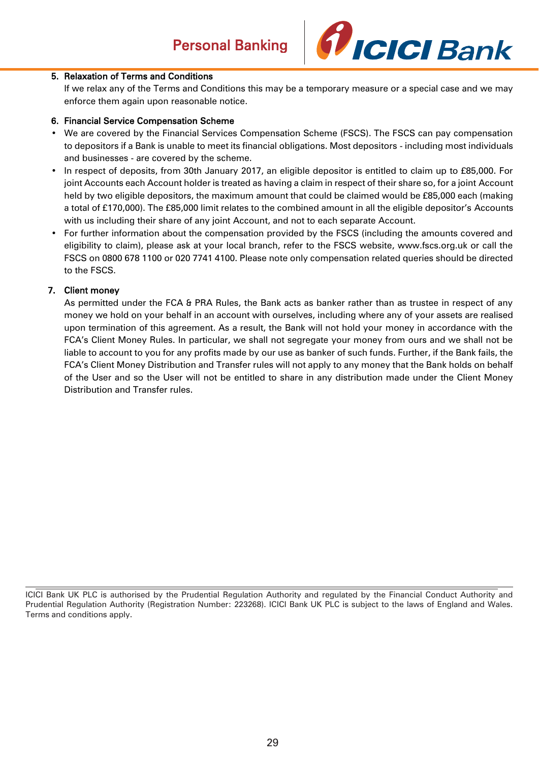5. **Relaxation of Terms and Conditions**

   If we relax any of the Terms and Conditions this may be a temporary measure or a special case and we may enforce them again upon reasonable notice.

6. **Financial Service Compensation Scheme**

- We are covered by the Financial Services Compensation Scheme (FSCS). The FSCS can pay compensation to depositors if a Bank is unable to meet its financial obligations. Most depositors - including most individuals and businesses - are covered by the scheme.
- In respect of deposits, from 30th January 2017, an eligible depositor is entitled to claim up to £85,000. For joint Accounts each Account holder is treated as having a claim in respect of their share so, for a joint Account held by two eligible depositors, the maximum amount that could be claimed would be £85,000 each (making a total of £170,000). The £85,000 limit relates to the combined amount in all the eligible depositor's Accounts with us including their share of any joint Account, and not to each separate Account.
- For further information about the compensation provided by the FSCS (including the amounts covered and eligibility to claim), please ask at your local branch, refer to the FSCS website, www.fscs.org.uk or call the FSCS on 0800 678 1100 or 020 7741 4100. Please note only compensation related queries should be directed to the FSCS.

7. **Client money**

   As permitted under the FCA & PRA Rules, the Bank acts as banker rather than as trustee in respect of any money we hold on your behalf in an account with ourselves, including where any of your assets are realised upon termination of this agreement. As a result, the Bank will not hold your money in accordance with the FCA's Client Money Rules. In particular, we shall not segregate your money from ours and we shall not be liable to account to you for any profits made by our use as banker of such funds. Further, if the Bank fails, the FCA's Client Money Distribution and Transfer rules will not apply to any money that the Bank holds on behalf of the User and so the User will not be entitled to share in any distribution made under the Client Money Distribution and Transfer rules.

ICICI Bank UK PLC is authorised by the Prudential Regulation Authority and regulated by the Financial Conduct Authority and Prudential Regulation Authority (Registration Number: 223268). ICICI Bank UK PLC is subject to the laws of England and Wales. Terms and conditions apply.